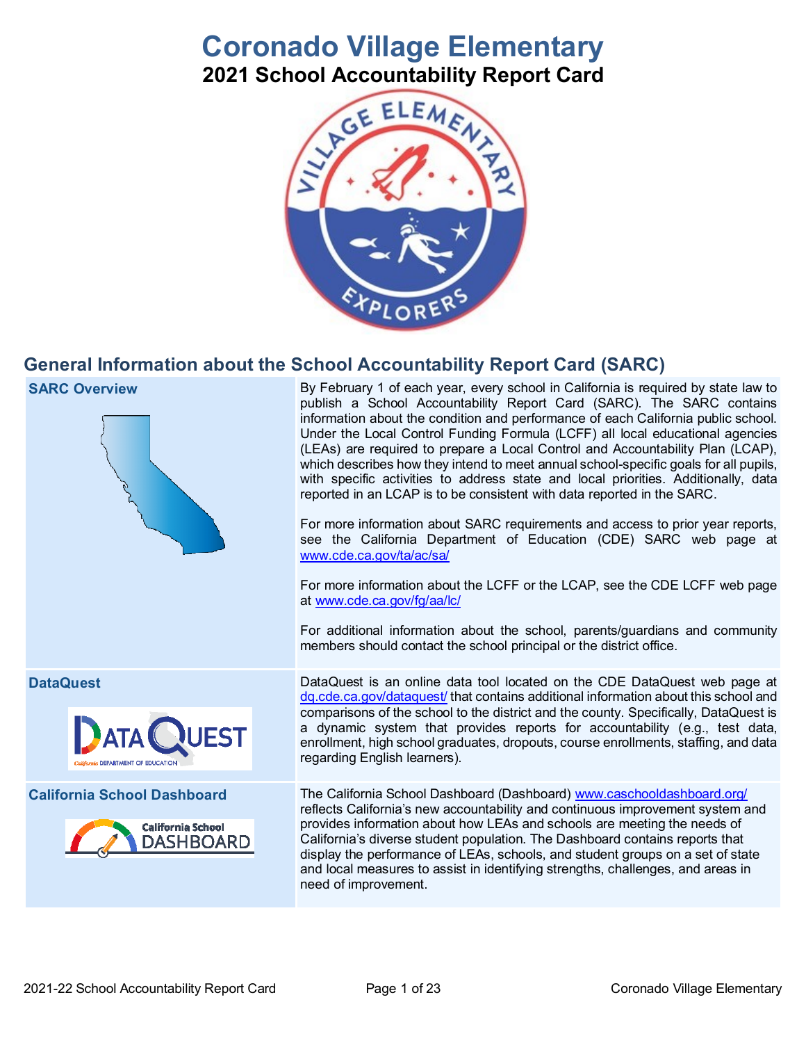# Coronado Village Elementary

## 2021 School Accountability Report Card

## General Information about the School Accountability Report Card (SARC)

| | |
|---|---|
| **SARC Overview** | By February 1 of each year, every school in California is required by state law to publish a School Accountability Report Card (SARC). The SARC contains information about the condition and performance of each California public school. Under the Local Control Funding Formula (LCFF) all local educational agencies (LEAs) are required to prepare a Local Control and Accountability Plan (LCAP), which describes how they intend to meet annual school-specific goals for all pupils, with specific activities to address state and local priorities. Additionally, data reported in an LCAP is to be consistent with data reported in the SARC.<br><br>For more information about SARC requirements and access to prior year reports, see the California Department of Education (CDE) SARC web page at www.cde.ca.gov/ta/ac/sa/<br><br>For more information about the LCFF or the LCAP, see the CDE LCFF web page at www.cde.ca.gov/fg/aa/lc/<br><br>For additional information about the school, parents/guardians and community members should contact the school principal or the district office. |
| **DataQuest** | DataQuest is an online data tool located on the CDE DataQuest web page at dq.cde.ca.gov/dataquest/ that contains additional information about this school and comparisons of the school to the district and the county. Specifically, DataQuest is a dynamic system that provides reports for accountability (e.g., test data, enrollment, high school graduates, dropouts, course enrollments, staffing, and data regarding English learners). |
| **California School Dashboard** | The California School Dashboard (Dashboard) www.caschooldashboard.org/ reflects California's new accountability and continuous improvement system and provides information about how LEAs and schools are meeting the needs of California's diverse student population. The Dashboard contains reports that display the performance of LEAs, schools, and student groups on a set of state and local measures to assist in identifying strengths, challenges, and areas in need of improvement. |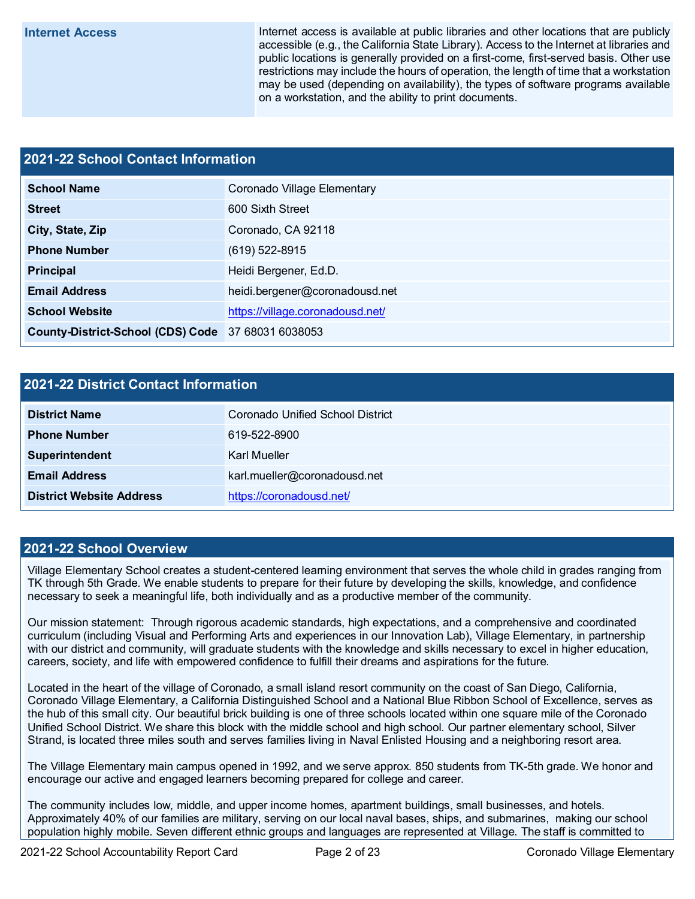| Internet Access | Internet access is available at public libraries and other locations that are publicly accessible (e.g., the California State Library). Access to the Internet at libraries and public locations is generally provided on a first-come, first-served basis. Other use restrictions may include the hours of operation, the length of time that a workstation may be used (depending on availability), the types of software programs available on a workstation, and the ability to print documents. |
| --- | --- |

## 2021-22 School Contact Information

| | |
| --- | --- |
| **School Name** | Coronado Village Elementary |
| **Street** | 600 Sixth Street |
| **City, State, Zip** | Coronado, CA 92118 |
| **Phone Number** | (619) 522-8915 |
| **Principal** | Heidi Bergener, Ed.D. |
| **Email Address** | heidi.bergener@coronadousd.net |
| **School Website** | https://village.coronadousd.net/ |
| **County-District-School (CDS) Code** | 37 68031 6038053 |

## 2021-22 District Contact Information

| | |
| --- | --- |
| **District Name** | Coronado Unified School District |
| **Phone Number** | 619-522-8900 |
| **Superintendent** | Karl Mueller |
| **Email Address** | karl.mueller@coronadousd.net |
| **District Website Address** | https://coronadousd.net/ |

## 2021-22 School Overview

Village Elementary School creates a student-centered learning environment that serves the whole child in grades ranging from TK through 5th Grade. We enable students to prepare for their future by developing the skills, knowledge, and confidence necessary to seek a meaningful life, both individually and as a productive member of the community.

Our mission statement: Through rigorous academic standards, high expectations, and a comprehensive and coordinated curriculum (including Visual and Performing Arts and experiences in our Innovation Lab), Village Elementary, in partnership with our district and community, will graduate students with the knowledge and skills necessary to excel in higher education, careers, society, and life with empowered confidence to fulfill their dreams and aspirations for the future.

Located in the heart of the village of Coronado, a small island resort community on the coast of San Diego, California, Coronado Village Elementary, a California Distinguished School and a National Blue Ribbon School of Excellence, serves as the hub of this small city. Our beautiful brick building is one of three schools located within one square mile of the Coronado Unified School District. We share this block with the middle school and high school. Our partner elementary school, Silver Strand, is located three miles south and serves families living in Naval Enlisted Housing and a neighboring resort area.

The Village Elementary main campus opened in 1992, and we serve approx. 850 students from TK-5th grade. We honor and encourage our active and engaged learners becoming prepared for college and career.

The community includes low, middle, and upper income homes, apartment buildings, small businesses, and hotels. Approximately 40% of our families are military, serving on our local naval bases, ships, and submarines, making our school population highly mobile. Seven different ethnic groups and languages are represented at Village. The staff is committed to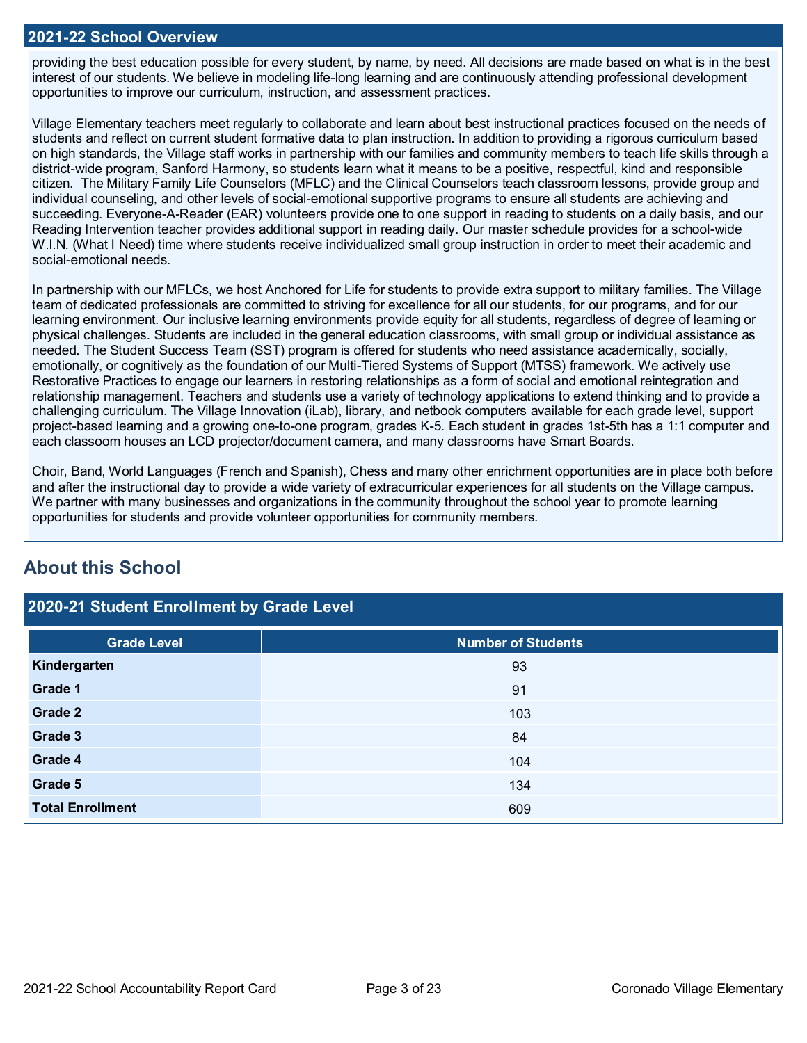## 2021-22 School Overview

providing the best education possible for every student, by name, by need. All decisions are made based on what is in the best interest of our students. We believe in modeling life-long learning and are continuously attending professional development opportunities to improve our curriculum, instruction, and assessment practices.

Village Elementary teachers meet regularly to collaborate and learn about best instructional practices focused on the needs of students and reflect on current student formative data to plan instruction. In addition to providing a rigorous curriculum based on high standards, the Village staff works in partnership with our families and community members to teach life skills through a district-wide program, Sanford Harmony, so students learn what it means to be a positive, respectful, kind and responsible citizen. The Military Family Life Counselors (MFLC) and the Clinical Counselors teach classroom lessons, provide group and individual counseling, and other levels of social-emotional supportive programs to ensure all students are achieving and succeeding. Everyone-A-Reader (EAR) volunteers provide one to one support in reading to students on a daily basis, and our Reading Intervention teacher provides additional support in reading daily. Our master schedule provides for a school-wide W.I.N. (What I Need) time where students receive individualized small group instruction in order to meet their academic and social-emotional needs.

In partnership with our MFLCs, we host Anchored for Life for students to provide extra support to military families. The Village team of dedicated professionals are committed to striving for excellence for all our students, for our programs, and for our learning environment. Our inclusive learning environments provide equity for all students, regardless of degree of learning or physical challenges. Students are included in the general education classrooms, with small group or individual assistance as needed. The Student Success Team (SST) program is offered for students who need assistance academically, socially, emotionally, or cognitively as the foundation of our Multi-Tiered Systems of Support (MTSS) framework. We actively use Restorative Practices to engage our learners in restoring relationships as a form of social and emotional reintegration and relationship management. Teachers and students use a variety of technology applications to extend thinking and to provide a challenging curriculum. The Village Innovation (iLab), library, and netbook computers available for each grade level, support project-based learning and a growing one-to-one program, grades K-5. Each student in grades 1st-5th has a 1:1 computer and each classoom houses an LCD projector/document camera, and many classrooms have Smart Boards.

Choir, Band, World Languages (French and Spanish), Chess and many other enrichment opportunities are in place both before and after the instructional day to provide a wide variety of extracurricular experiences for all students on the Village campus. We partner with many businesses and organizations in the community throughout the school year to promote learning opportunities for students and provide volunteer opportunities for community members.

## About this School

### 2020-21 Student Enrollment by Grade Level

| Grade Level | Number of Students |
|---|---|
| **Kindergarten** | 93 |
| **Grade 1** | 91 |
| **Grade 2** | 103 |
| **Grade 3** | 84 |
| **Grade 4** | 104 |
| **Grade 5** | 134 |
| **Total Enrollment** | 609 |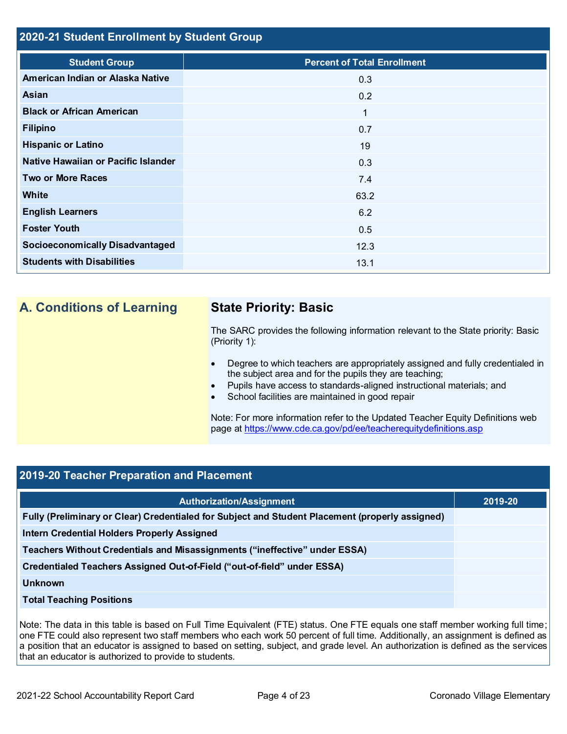## 2020-21 Student Enrollment by Student Group

| Student Group | Percent of Total Enrollment |
|---|---|
| American Indian or Alaska Native | 0.3 |
| Asian | 0.2 |
| Black or African American | 1 |
| Filipino | 0.7 |
| Hispanic or Latino | 19 |
| Native Hawaiian or Pacific Islander | 0.3 |
| Two or More Races | 7.4 |
| White | 63.2 |
| English Learners | 6.2 |
| Foster Youth | 0.5 |
| Socioeconomically Disadvantaged | 12.3 |
| Students with Disabilities | 13.1 |

## A. Conditions of Learning

### State Priority: Basic

The SARC provides the following information relevant to the State priority: Basic (Priority 1):

- Degree to which teachers are appropriately assigned and fully credentialed in the subject area and for the pupils they are teaching;
- Pupils have access to standards-aligned instructional materials; and
- School facilities are maintained in good repair

Note: For more information refer to the Updated Teacher Equity Definitions web page at https://www.cde.ca.gov/pd/ee/teacherequitydefinitions.asp

## 2019-20 Teacher Preparation and Placement

| Authorization/Assignment | 2019-20 |
|---|---|
| Fully (Preliminary or Clear) Credentialed for Subject and Student Placement (properly assigned) | |
| Intern Credential Holders Properly Assigned | |
| Teachers Without Credentials and Misassignments ("ineffective" under ESSA) | |
| Credentialed Teachers Assigned Out-of-Field ("out-of-field" under ESSA) | |
| Unknown | |
| Total Teaching Positions | |

Note: The data in this table is based on Full Time Equivalent (FTE) status. One FTE equals one staff member working full time; one FTE could also represent two staff members who each work 50 percent of full time. Additionally, an assignment is defined as a position that an educator is assigned to based on setting, subject, and grade level. An authorization is defined as the services that an educator is authorized to provide to students.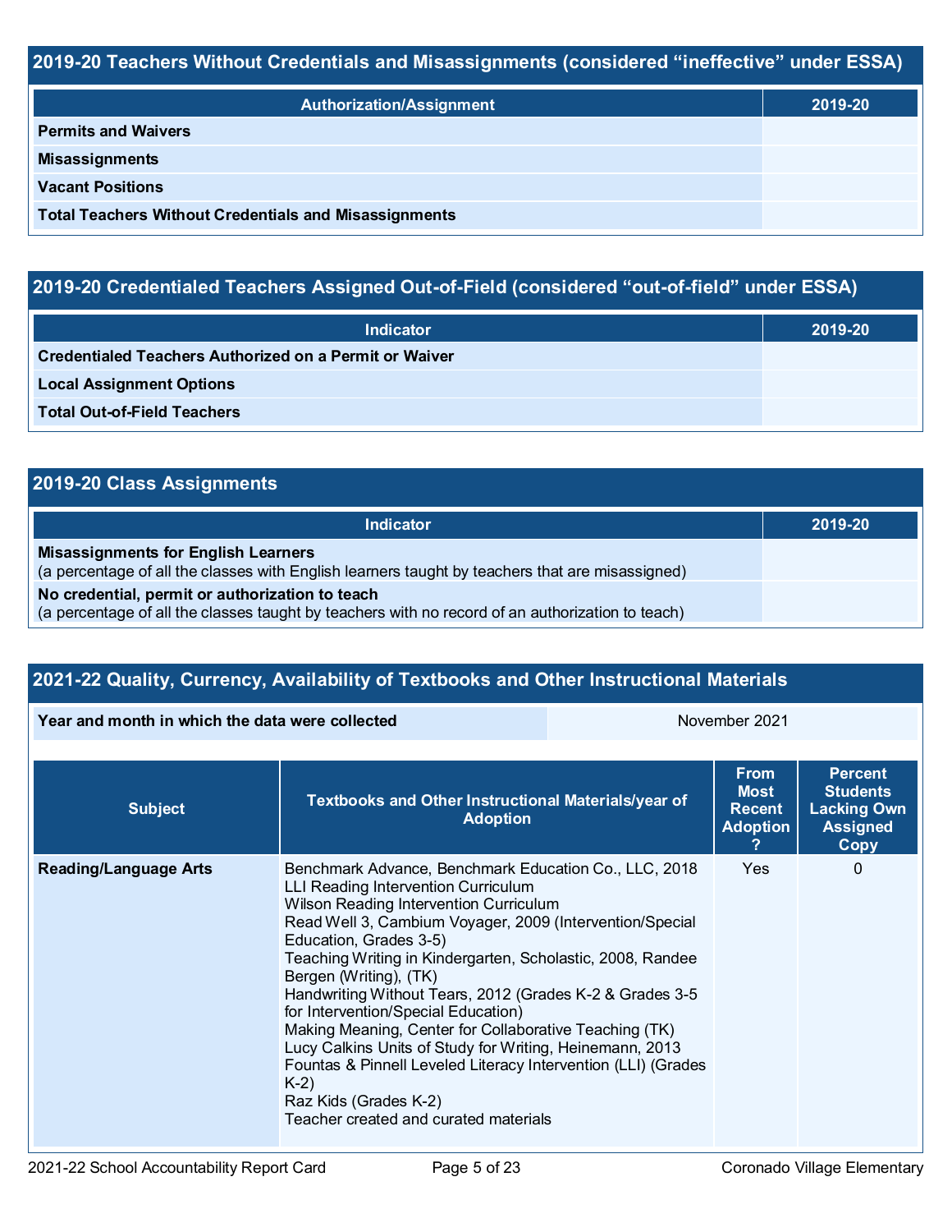## 2019-20 Teachers Without Credentials and Misassignments (considered "ineffective" under ESSA)

| Authorization/Assignment | 2019-20 |
|---|---|
| **Permits and Waivers** | |
| **Misassignments** | |
| **Vacant Positions** | |
| **Total Teachers Without Credentials and Misassignments** | |

## 2019-20 Credentialed Teachers Assigned Out-of-Field (considered "out-of-field" under ESSA)

| Indicator | 2019-20 |
|---|---|
| **Credentialed Teachers Authorized on a Permit or Waiver** | |
| **Local Assignment Options** | |
| **Total Out-of-Field Teachers** | |

## 2019-20 Class Assignments

| Indicator | 2019-20 |
|---|---|
| **Misassignments for English Learners** (a percentage of all the classes with English learners taught by teachers that are misassigned) | |
| **No credential, permit or authorization to teach** (a percentage of all the classes taught by teachers with no record of an authorization to teach) | |

## 2021-22 Quality, Currency, Availability of Textbooks and Other Instructional Materials

| Year and month in which the data were collected | November 2021 |
|---|---|

| Subject | Textbooks and Other Instructional Materials/year of Adoption | From Most Recent Adoption ? | Percent Students Lacking Own Assigned Copy |
|---|---|---|---|
| **Reading/Language Arts** | Benchmark Advance, Benchmark Education Co., LLC, 2018<br>LLI Reading Intervention Curriculum<br>Wilson Reading Intervention Curriculum<br>Read Well 3, Cambium Voyager, 2009 (Intervention/Special Education, Grades 3-5)<br>Teaching Writing in Kindergarten, Scholastic, 2008, Randee Bergen (Writing), (TK)<br>Handwriting Without Tears, 2012 (Grades K-2 & Grades 3-5 for Intervention/Special Education)<br>Making Meaning, Center for Collaborative Teaching (TK)<br>Lucy Calkins Units of Study for Writing, Heinemann, 2013<br>Fountas & Pinnell Leveled Literacy Intervention (LLI) (Grades K-2)<br>Raz Kids (Grades K-2)<br>Teacher created and curated materials | Yes | 0 |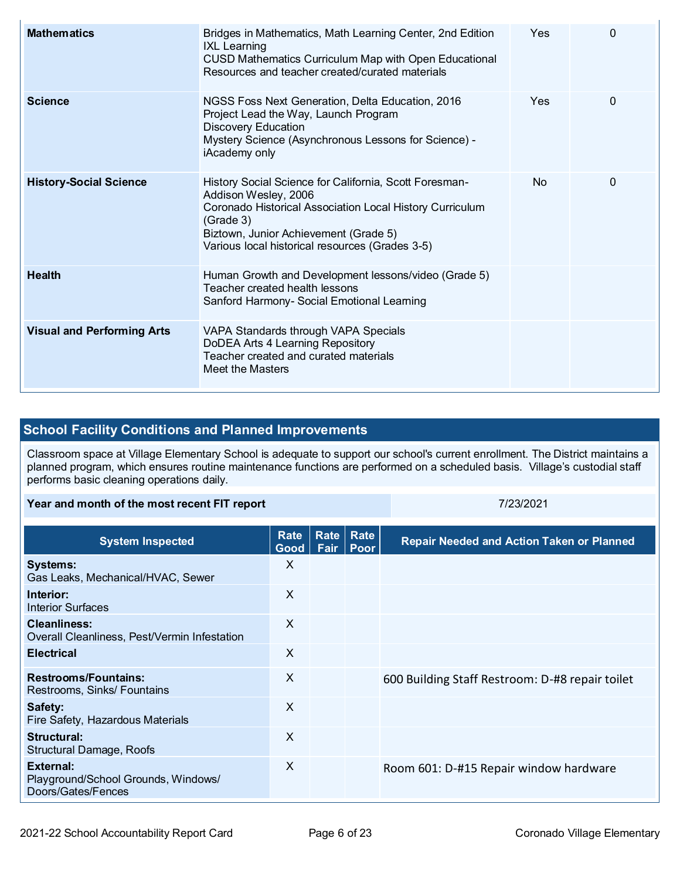| | | | |
|---|---|---|---|
| **Mathematics** | Bridges in Mathematics, Math Learning Center, 2nd Edition<br>IXL Learning<br>CUSD Mathematics Curriculum Map with Open Educational Resources and teacher created/curated materials | Yes | 0 |
| **Science** | NGSS Foss Next Generation, Delta Education, 2016<br>Project Lead the Way, Launch Program<br>Discovery Education<br>Mystery Science (Asynchronous Lessons for Science) - iAcademy only | Yes | 0 |
| **History-Social Science** | History Social Science for California, Scott Foresman-Addison Wesley, 2006<br>Coronado Historical Association Local History Curriculum (Grade 3)<br>Biztown, Junior Achievement (Grade 5)<br>Various local historical resources (Grades 3-5) | No | 0 |
| **Health** | Human Growth and Development lessons/video (Grade 5)<br>Teacher created health lessons<br>Sanford Harmony- Social Emotional Learning | | |
| **Visual and Performing Arts** | VAPA Standards through VAPA Specials<br>DoDEA Arts 4 Learning Repository<br>Teacher created and curated materials<br>Meet the Masters | | |

## School Facility Conditions and Planned Improvements

Classroom space at Village Elementary School is adequate to support our school's current enrollment. The District maintains a planned program, which ensures routine maintenance functions are performed on a scheduled basis. Village's custodial staff performs basic cleaning operations daily.

| **Year and month of the most recent FIT report** | 7/23/2021 |
|---|---|

| System Inspected | Rate Good | Rate Fair | Rate Poor | Repair Needed and Action Taken or Planned |
|---|---|---|---|---|
| **Systems:**<br>Gas Leaks, Mechanical/HVAC, Sewer | X | | | |
| **Interior:**<br>Interior Surfaces | X | | | |
| **Cleanliness:**<br>Overall Cleanliness, Pest/Vermin Infestation | X | | | |
| **Electrical** | X | | | |
| **Restrooms/Fountains:**<br>Restrooms, Sinks/ Fountains | X | | | 600 Building Staff Restroom: D-#8 repair toilet |
| **Safety:**<br>Fire Safety, Hazardous Materials | X | | | |
| **Structural:**<br>Structural Damage, Roofs | X | | | |
| **External:**<br>Playground/School Grounds, Windows/ Doors/Gates/Fences | X | | | Room 601: D-#15 Repair window hardware |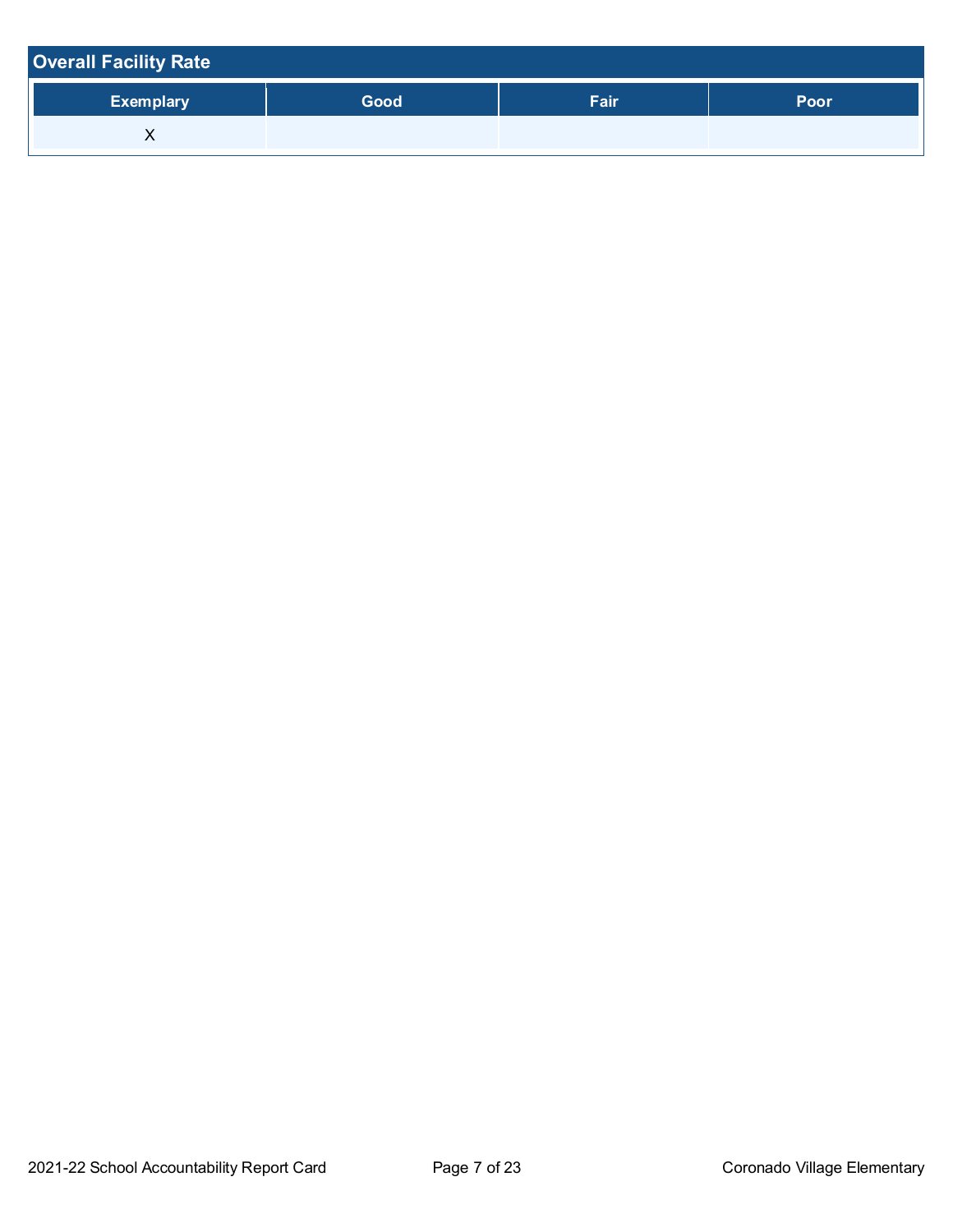## Overall Facility Rate

| Exemplary | Good | Fair | Poor |
|---|---|---|---|
| X | | | |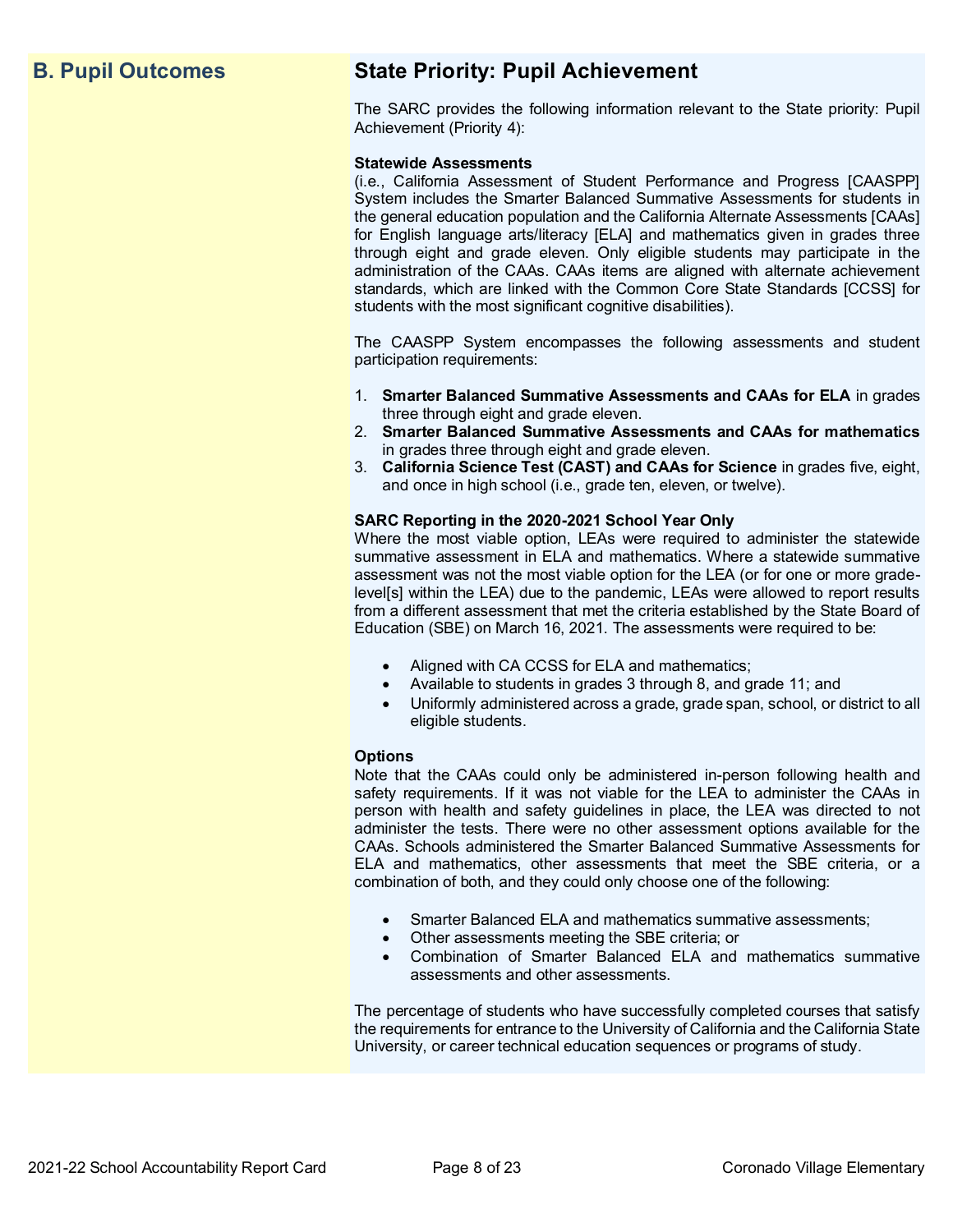## B. Pupil Outcomes

## State Priority: Pupil Achievement

The SARC provides the following information relevant to the State priority: Pupil Achievement (Priority 4):

**Statewide Assessments**
(i.e., California Assessment of Student Performance and Progress [CAASPP] System includes the Smarter Balanced Summative Assessments for students in the general education population and the California Alternate Assessments [CAAs] for English language arts/literacy [ELA] and mathematics given in grades three through eight and grade eleven. Only eligible students may participate in the administration of the CAAs. CAAs items are aligned with alternate achievement standards, which are linked with the Common Core State Standards [CCSS] for students with the most significant cognitive disabilities).

The CAASPP System encompasses the following assessments and student participation requirements:

1. **Smarter Balanced Summative Assessments and CAAs for ELA** in grades three through eight and grade eleven.
2. **Smarter Balanced Summative Assessments and CAAs for mathematics** in grades three through eight and grade eleven.
3. **California Science Test (CAST) and CAAs for Science** in grades five, eight, and once in high school (i.e., grade ten, eleven, or twelve).

**SARC Reporting in the 2020-2021 School Year Only**
Where the most viable option, LEAs were required to administer the statewide summative assessment in ELA and mathematics. Where a statewide summative assessment was not the most viable option for the LEA (or for one or more grade-level[s] within the LEA) due to the pandemic, LEAs were allowed to report results from a different assessment that met the criteria established by the State Board of Education (SBE) on March 16, 2021. The assessments were required to be:

- Aligned with CA CCSS for ELA and mathematics;
- Available to students in grades 3 through 8, and grade 11; and
- Uniformly administered across a grade, grade span, school, or district to all eligible students.

**Options**
Note that the CAAs could only be administered in-person following health and safety requirements. If it was not viable for the LEA to administer the CAAs in person with health and safety guidelines in place, the LEA was directed to not administer the tests. There were no other assessment options available for the CAAs. Schools administered the Smarter Balanced Summative Assessments for ELA and mathematics, other assessments that meet the SBE criteria, or a combination of both, and they could only choose one of the following:

- Smarter Balanced ELA and mathematics summative assessments;
- Other assessments meeting the SBE criteria; or
- Combination of Smarter Balanced ELA and mathematics summative assessments and other assessments.

The percentage of students who have successfully completed courses that satisfy the requirements for entrance to the University of California and the California State University, or career technical education sequences or programs of study.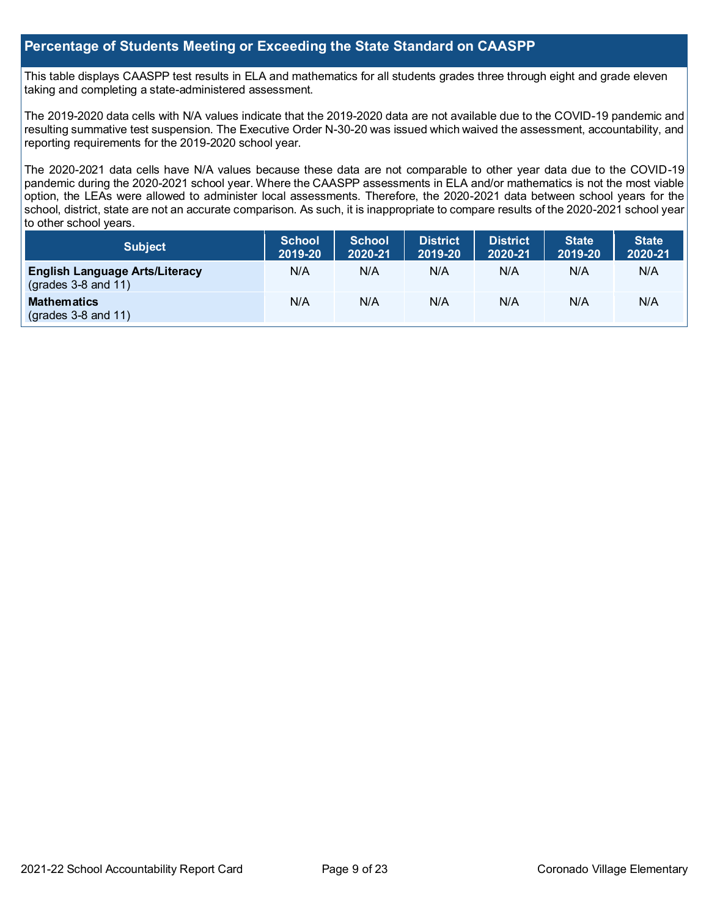## Percentage of Students Meeting or Exceeding the State Standard on CAASPP

This table displays CAASPP test results in ELA and mathematics for all students grades three through eight and grade eleven taking and completing a state-administered assessment.

The 2019-2020 data cells with N/A values indicate that the 2019-2020 data are not available due to the COVID-19 pandemic and resulting summative test suspension. The Executive Order N-30-20 was issued which waived the assessment, accountability, and reporting requirements for the 2019-2020 school year.

The 2020-2021 data cells have N/A values because these data are not comparable to other year data due to the COVID-19 pandemic during the 2020-2021 school year. Where the CAASPP assessments in ELA and/or mathematics is not the most viable option, the LEAs were allowed to administer local assessments. Therefore, the 2020-2021 data between school years for the school, district, state are not an accurate comparison. As such, it is inappropriate to compare results of the 2020-2021 school year to other school years.

| Subject | School 2019-20 | School 2020-21 | District 2019-20 | District 2020-21 | State 2019-20 | State 2020-21 |
|---|---|---|---|---|---|---|
| **English Language Arts/Literacy** (grades 3-8 and 11) | N/A | N/A | N/A | N/A | N/A | N/A |
| **Mathematics** (grades 3-8 and 11) | N/A | N/A | N/A | N/A | N/A | N/A |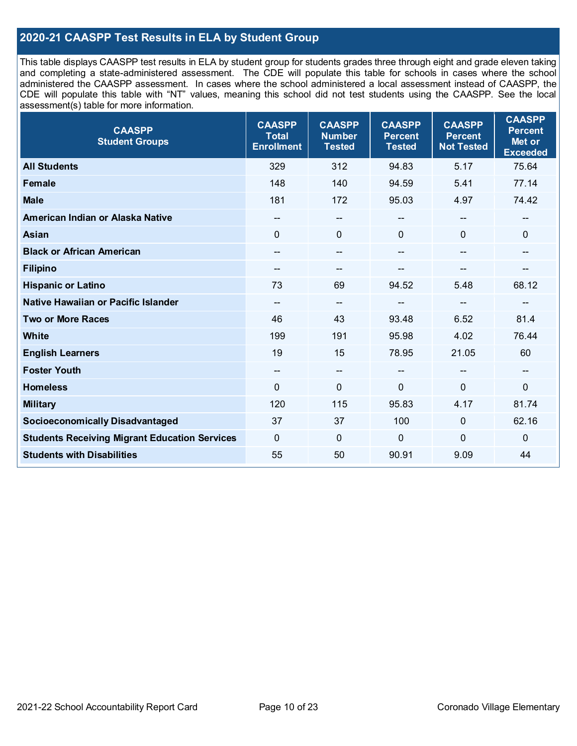## 2020-21 CAASPP Test Results in ELA by Student Group

This table displays CAASPP test results in ELA by student group for students grades three through eight and grade eleven taking and completing a state-administered assessment. The CDE will populate this table for schools in cases where the school administered the CAASPP assessment. In cases where the school administered a local assessment instead of CAASPP, the CDE will populate this table with "NT" values, meaning this school did not test students using the CAASPP. See the local assessment(s) table for more information.

| CAASPP Student Groups | CAASPP Total Enrollment | CAASPP Number Tested | CAASPP Percent Tested | CAASPP Percent Not Tested | CAASPP Percent Met or Exceeded |
|---|---|---|---|---|---|
| **All Students** | 329 | 312 | 94.83 | 5.17 | 75.64 |
| **Female** | 148 | 140 | 94.59 | 5.41 | 77.14 |
| **Male** | 181 | 172 | 95.03 | 4.97 | 74.42 |
| **American Indian or Alaska Native** | -- | -- | -- | -- | -- |
| **Asian** | 0 | 0 | 0 | 0 | 0 |
| **Black or African American** | -- | -- | -- | -- | -- |
| **Filipino** | -- | -- | -- | -- | -- |
| **Hispanic or Latino** | 73 | 69 | 94.52 | 5.48 | 68.12 |
| **Native Hawaiian or Pacific Islander** | -- | -- | -- | -- | -- |
| **Two or More Races** | 46 | 43 | 93.48 | 6.52 | 81.4 |
| **White** | 199 | 191 | 95.98 | 4.02 | 76.44 |
| **English Learners** | 19 | 15 | 78.95 | 21.05 | 60 |
| **Foster Youth** | -- | -- | -- | -- | -- |
| **Homeless** | 0 | 0 | 0 | 0 | 0 |
| **Military** | 120 | 115 | 95.83 | 4.17 | 81.74 |
| **Socioeconomically Disadvantaged** | 37 | 37 | 100 | 0 | 62.16 |
| **Students Receiving Migrant Education Services** | 0 | 0 | 0 | 0 | 0 |
| **Students with Disabilities** | 55 | 50 | 90.91 | 9.09 | 44 |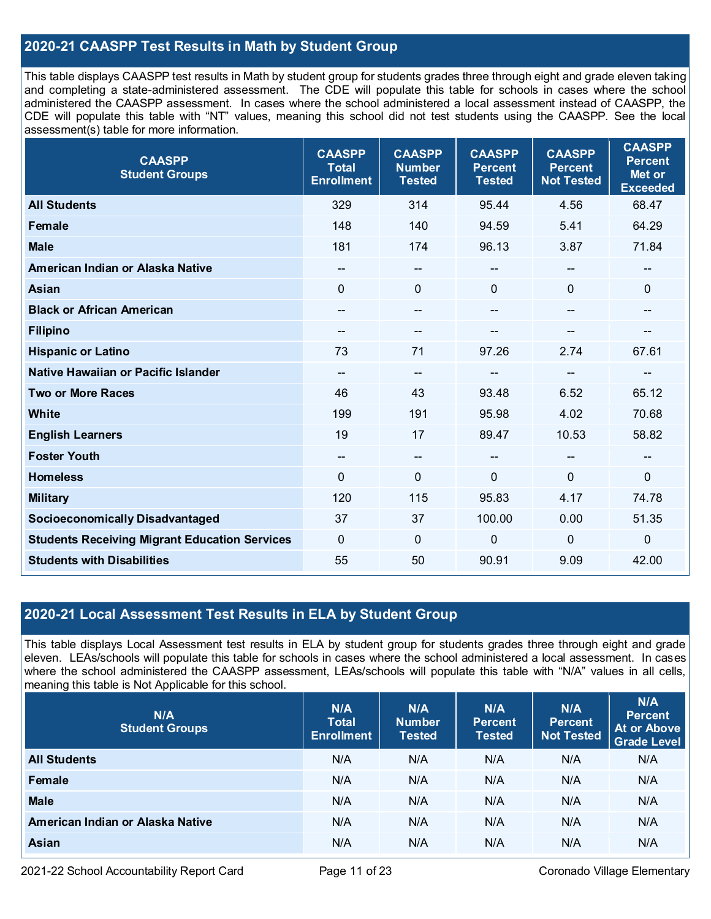## 2020-21 CAASPP Test Results in Math by Student Group

This table displays CAASPP test results in Math by student group for students grades three through eight and grade eleven taking and completing a state-administered assessment. The CDE will populate this table for schools in cases where the school administered the CAASPP assessment. In cases where the school administered a local assessment instead of CAASPP, the CDE will populate this table with "NT" values, meaning this school did not test students using the CAASPP. See the local assessment(s) table for more information.

| CAASPP Student Groups | CAASPP Total Enrollment | CAASPP Number Tested | CAASPP Percent Tested | CAASPP Percent Not Tested | CAASPP Percent Met or Exceeded |
|---|---|---|---|---|---|
| **All Students** | 329 | 314 | 95.44 | 4.56 | 68.47 |
| **Female** | 148 | 140 | 94.59 | 5.41 | 64.29 |
| **Male** | 181 | 174 | 96.13 | 3.87 | 71.84 |
| **American Indian or Alaska Native** | -- | -- | -- | -- | -- |
| **Asian** | 0 | 0 | 0 | 0 | 0 |
| **Black or African American** | -- | -- | -- | -- | -- |
| **Filipino** | -- | -- | -- | -- | -- |
| **Hispanic or Latino** | 73 | 71 | 97.26 | 2.74 | 67.61 |
| **Native Hawaiian or Pacific Islander** | -- | -- | -- | -- | -- |
| **Two or More Races** | 46 | 43 | 93.48 | 6.52 | 65.12 |
| **White** | 199 | 191 | 95.98 | 4.02 | 70.68 |
| **English Learners** | 19 | 17 | 89.47 | 10.53 | 58.82 |
| **Foster Youth** | -- | -- | -- | -- | -- |
| **Homeless** | 0 | 0 | 0 | 0 | 0 |
| **Military** | 120 | 115 | 95.83 | 4.17 | 74.78 |
| **Socioeconomically Disadvantaged** | 37 | 37 | 100.00 | 0.00 | 51.35 |
| **Students Receiving Migrant Education Services** | 0 | 0 | 0 | 0 | 0 |
| **Students with Disabilities** | 55 | 50 | 90.91 | 9.09 | 42.00 |

## 2020-21 Local Assessment Test Results in ELA by Student Group

This table displays Local Assessment test results in ELA by student group for students grades three through eight and grade eleven. LEAs/schools will populate this table for schools in cases where the school administered a local assessment. In cases where the school administered the CAASPP assessment, LEAs/schools will populate this table with "N/A" values in all cells, meaning this table is Not Applicable for this school.

| N/A Student Groups | N/A Total Enrollment | N/A Number Tested | N/A Percent Tested | N/A Percent Not Tested | N/A Percent At or Above Grade Level |
|---|---|---|---|---|---|
| **All Students** | N/A | N/A | N/A | N/A | N/A |
| **Female** | N/A | N/A | N/A | N/A | N/A |
| **Male** | N/A | N/A | N/A | N/A | N/A |
| **American Indian or Alaska Native** | N/A | N/A | N/A | N/A | N/A |
| **Asian** | N/A | N/A | N/A | N/A | N/A |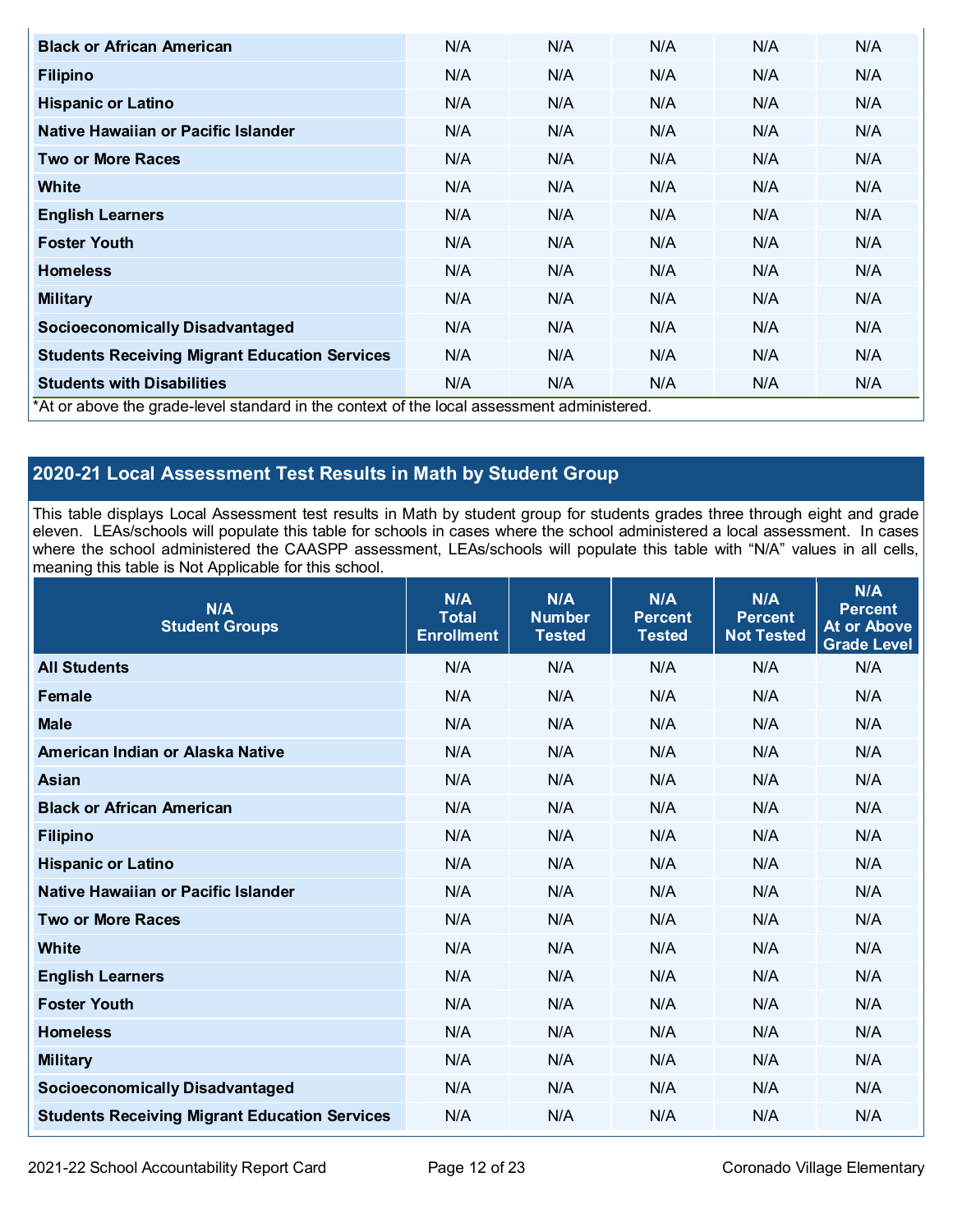| | | | | | |
|---|---|---|---|---|---|
| **Black or African American** | N/A | N/A | N/A | N/A | N/A |
| **Filipino** | N/A | N/A | N/A | N/A | N/A |
| **Hispanic or Latino** | N/A | N/A | N/A | N/A | N/A |
| **Native Hawaiian or Pacific Islander** | N/A | N/A | N/A | N/A | N/A |
| **Two or More Races** | N/A | N/A | N/A | N/A | N/A |
| **White** | N/A | N/A | N/A | N/A | N/A |
| **English Learners** | N/A | N/A | N/A | N/A | N/A |
| **Foster Youth** | N/A | N/A | N/A | N/A | N/A |
| **Homeless** | N/A | N/A | N/A | N/A | N/A |
| **Military** | N/A | N/A | N/A | N/A | N/A |
| **Socioeconomically Disadvantaged** | N/A | N/A | N/A | N/A | N/A |
| **Students Receiving Migrant Education Services** | N/A | N/A | N/A | N/A | N/A |
| **Students with Disabilities** | N/A | N/A | N/A | N/A | N/A |

*At or above the grade-level standard in the context of the local assessment administered.

## 2020-21 Local Assessment Test Results in Math by Student Group

This table displays Local Assessment test results in Math by student group for students grades three through eight and grade eleven. LEAs/schools will populate this table for schools in cases where the school administered a local assessment. In cases where the school administered the CAASPP assessment, LEAs/schools will populate this table with "N/A" values in all cells, meaning this table is Not Applicable for this school.

| N/A Student Groups | N/A Total Enrollment | N/A Number Tested | N/A Percent Tested | N/A Percent Not Tested | N/A Percent At or Above Grade Level |
|---|---|---|---|---|---|
| **All Students** | N/A | N/A | N/A | N/A | N/A |
| **Female** | N/A | N/A | N/A | N/A | N/A |
| **Male** | N/A | N/A | N/A | N/A | N/A |
| **American Indian or Alaska Native** | N/A | N/A | N/A | N/A | N/A |
| **Asian** | N/A | N/A | N/A | N/A | N/A |
| **Black or African American** | N/A | N/A | N/A | N/A | N/A |
| **Filipino** | N/A | N/A | N/A | N/A | N/A |
| **Hispanic or Latino** | N/A | N/A | N/A | N/A | N/A |
| **Native Hawaiian or Pacific Islander** | N/A | N/A | N/A | N/A | N/A |
| **Two or More Races** | N/A | N/A | N/A | N/A | N/A |
| **White** | N/A | N/A | N/A | N/A | N/A |
| **English Learners** | N/A | N/A | N/A | N/A | N/A |
| **Foster Youth** | N/A | N/A | N/A | N/A | N/A |
| **Homeless** | N/A | N/A | N/A | N/A | N/A |
| **Military** | N/A | N/A | N/A | N/A | N/A |
| **Socioeconomically Disadvantaged** | N/A | N/A | N/A | N/A | N/A |
| **Students Receiving Migrant Education Services** | N/A | N/A | N/A | N/A | N/A |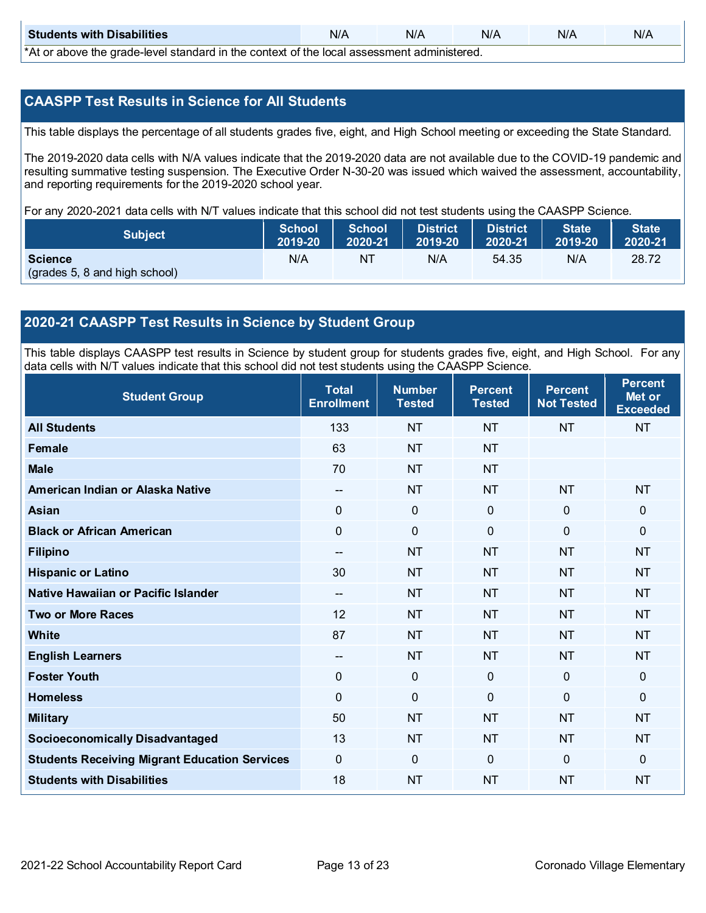| Students with Disabilities | N/A | N/A | N/A | N/A | N/A |
|---|---|---|---|---|---|

*At or above the grade-level standard in the context of the local assessment administered.

## CAASPP Test Results in Science for All Students

This table displays the percentage of all students grades five, eight, and High School meeting or exceeding the State Standard.

The 2019-2020 data cells with N/A values indicate that the 2019-2020 data are not available due to the COVID-19 pandemic and resulting summative testing suspension. The Executive Order N-30-20 was issued which waived the assessment, accountability, and reporting requirements for the 2019-2020 school year.

For any 2020-2021 data cells with N/T values indicate that this school did not test students using the CAASPP Science.

| Subject | School 2019-20 | School 2020-21 | District 2019-20 | District 2020-21 | State 2019-20 | State 2020-21 |
|---|---|---|---|---|---|---|
| **Science** (grades 5, 8 and high school) | N/A | NT | N/A | 54.35 | N/A | 28.72 |

## 2020-21 CAASPP Test Results in Science by Student Group

This table displays CAASPP test results in Science by student group for students grades five, eight, and High School. For any data cells with N/T values indicate that this school did not test students using the CAASPP Science.

| Student Group | Total Enrollment | Number Tested | Percent Tested | Percent Not Tested | Percent Met or Exceeded |
|---|---|---|---|---|---|
| **All Students** | 133 | NT | NT | NT | NT |
| **Female** | 63 | NT | NT | | |
| **Male** | 70 | NT | NT | | |
| **American Indian or Alaska Native** | -- | NT | NT | NT | NT |
| **Asian** | 0 | 0 | 0 | 0 | 0 |
| **Black or African American** | 0 | 0 | 0 | 0 | 0 |
| **Filipino** | -- | NT | NT | NT | NT |
| **Hispanic or Latino** | 30 | NT | NT | NT | NT |
| **Native Hawaiian or Pacific Islander** | -- | NT | NT | NT | NT |
| **Two or More Races** | 12 | NT | NT | NT | NT |
| **White** | 87 | NT | NT | NT | NT |
| **English Learners** | -- | NT | NT | NT | NT |
| **Foster Youth** | 0 | 0 | 0 | 0 | 0 |
| **Homeless** | 0 | 0 | 0 | 0 | 0 |
| **Military** | 50 | NT | NT | NT | NT |
| **Socioeconomically Disadvantaged** | 13 | NT | NT | NT | NT |
| **Students Receiving Migrant Education Services** | 0 | 0 | 0 | 0 | 0 |
| **Students with Disabilities** | 18 | NT | NT | NT | NT |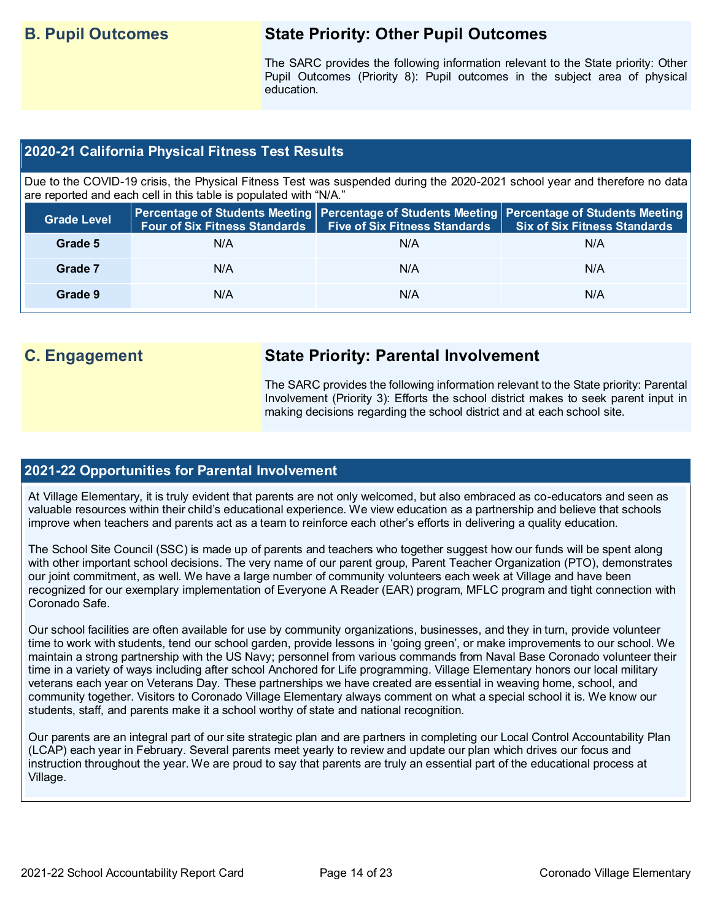## B. Pupil Outcomes

### State Priority: Other Pupil Outcomes

The SARC provides the following information relevant to the State priority: Other Pupil Outcomes (Priority 8): Pupil outcomes in the subject area of physical education.

### 2020-21 California Physical Fitness Test Results

Due to the COVID-19 crisis, the Physical Fitness Test was suspended during the 2020-2021 school year and therefore no data are reported and each cell in this table is populated with "N/A."

| Grade Level | Percentage of Students Meeting Four of Six Fitness Standards | Percentage of Students Meeting Five of Six Fitness Standards | Percentage of Students Meeting Six of Six Fitness Standards |
|---|---|---|---|
| Grade 5 | N/A | N/A | N/A |
| Grade 7 | N/A | N/A | N/A |
| Grade 9 | N/A | N/A | N/A |

## C. Engagement

### State Priority: Parental Involvement

The SARC provides the following information relevant to the State priority: Parental Involvement (Priority 3): Efforts the school district makes to seek parent input in making decisions regarding the school district and at each school site.

### 2021-22 Opportunities for Parental Involvement

At Village Elementary, it is truly evident that parents are not only welcomed, but also embraced as co-educators and seen as valuable resources within their child's educational experience. We view education as a partnership and believe that schools improve when teachers and parents act as a team to reinforce each other's efforts in delivering a quality education.

The School Site Council (SSC) is made up of parents and teachers who together suggest how our funds will be spent along with other important school decisions. The very name of our parent group, Parent Teacher Organization (PTO), demonstrates our joint commitment, as well. We have a large number of community volunteers each week at Village and have been recognized for our exemplary implementation of Everyone A Reader (EAR) program, MFLC program and tight connection with Coronado Safe.

Our school facilities are often available for use by community organizations, businesses, and they in turn, provide volunteer time to work with students, tend our school garden, provide lessons in 'going green', or make improvements to our school. We maintain a strong partnership with the US Navy; personnel from various commands from Naval Base Coronado volunteer their time in a variety of ways including after school Anchored for Life programming. Village Elementary honors our local military veterans each year on Veterans Day. These partnerships we have created are essential in weaving home, school, and community together. Visitors to Coronado Village Elementary always comment on what a special school it is. We know our students, staff, and parents make it a school worthy of state and national recognition.

Our parents are an integral part of our site strategic plan and are partners in completing our Local Control Accountability Plan (LCAP) each year in February. Several parents meet yearly to review and update our plan which drives our focus and instruction throughout the year. We are proud to say that parents are truly an essential part of the educational process at Village.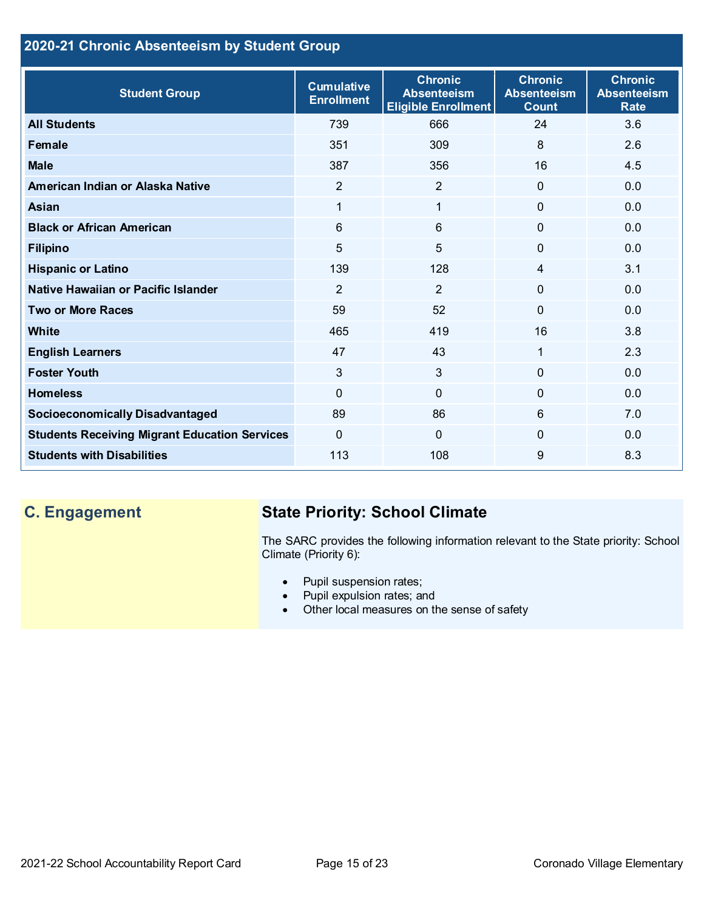## 2020-21 Chronic Absenteeism by Student Group

| Student Group | Cumulative Enrollment | Chronic Absenteeism Eligible Enrollment | Chronic Absenteeism Count | Chronic Absenteeism Rate |
|---|---|---|---|---|
| **All Students** | 739 | 666 | 24 | 3.6 |
| **Female** | 351 | 309 | 8 | 2.6 |
| **Male** | 387 | 356 | 16 | 4.5 |
| **American Indian or Alaska Native** | 2 | 2 | 0 | 0.0 |
| **Asian** | 1 | 1 | 0 | 0.0 |
| **Black or African American** | 6 | 6 | 0 | 0.0 |
| **Filipino** | 5 | 5 | 0 | 0.0 |
| **Hispanic or Latino** | 139 | 128 | 4 | 3.1 |
| **Native Hawaiian or Pacific Islander** | 2 | 2 | 0 | 0.0 |
| **Two or More Races** | 59 | 52 | 0 | 0.0 |
| **White** | 465 | 419 | 16 | 3.8 |
| **English Learners** | 47 | 43 | 1 | 2.3 |
| **Foster Youth** | 3 | 3 | 0 | 0.0 |
| **Homeless** | 0 | 0 | 0 | 0.0 |
| **Socioeconomically Disadvantaged** | 89 | 86 | 6 | 7.0 |
| **Students Receiving Migrant Education Services** | 0 | 0 | 0 | 0.0 |
| **Students with Disabilities** | 113 | 108 | 9 | 8.3 |

## C. Engagement

### State Priority: School Climate

The SARC provides the following information relevant to the State priority: School Climate (Priority 6):

- Pupil suspension rates;
- Pupil expulsion rates; and
- Other local measures on the sense of safety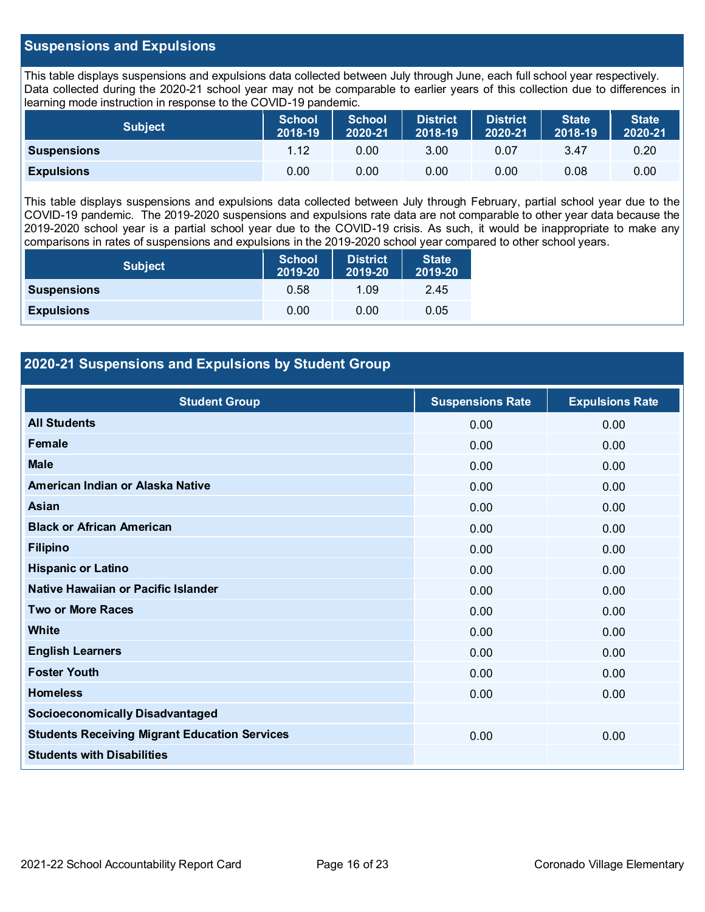## Suspensions and Expulsions

This table displays suspensions and expulsions data collected between July through June, each full school year respectively. Data collected during the 2020-21 school year may not be comparable to earlier years of this collection due to differences in learning mode instruction in response to the COVID-19 pandemic.

| Subject | School 2018-19 | School 2020-21 | District 2018-19 | District 2020-21 | State 2018-19 | State 2020-21 |
|---|---|---|---|---|---|---|
| Suspensions | 1.12 | 0.00 | 3.00 | 0.07 | 3.47 | 0.20 |
| Expulsions | 0.00 | 0.00 | 0.00 | 0.00 | 0.08 | 0.00 |

This table displays suspensions and expulsions data collected between July through February, partial school year due to the COVID-19 pandemic. The 2019-2020 suspensions and expulsions rate data are not comparable to other year data because the 2019-2020 school year is a partial school year due to the COVID-19 crisis. As such, it would be inappropriate to make any comparisons in rates of suspensions and expulsions in the 2019-2020 school year compared to other school years.

| Subject | School 2019-20 | District 2019-20 | State 2019-20 |
|---|---|---|---|
| Suspensions | 0.58 | 1.09 | 2.45 |
| Expulsions | 0.00 | 0.00 | 0.05 |

## 2020-21 Suspensions and Expulsions by Student Group

| Student Group | Suspensions Rate | Expulsions Rate |
|---|---|---|
| All Students | 0.00 | 0.00 |
| Female | 0.00 | 0.00 |
| Male | 0.00 | 0.00 |
| American Indian or Alaska Native | 0.00 | 0.00 |
| Asian | 0.00 | 0.00 |
| Black or African American | 0.00 | 0.00 |
| Filipino | 0.00 | 0.00 |
| Hispanic or Latino | 0.00 | 0.00 |
| Native Hawaiian or Pacific Islander | 0.00 | 0.00 |
| Two or More Races | 0.00 | 0.00 |
| White | 0.00 | 0.00 |
| English Learners | 0.00 | 0.00 |
| Foster Youth | 0.00 | 0.00 |
| Homeless | 0.00 | 0.00 |
| Socioeconomically Disadvantaged | | |
| Students Receiving Migrant Education Services | 0.00 | 0.00 |
| Students with Disabilities | | |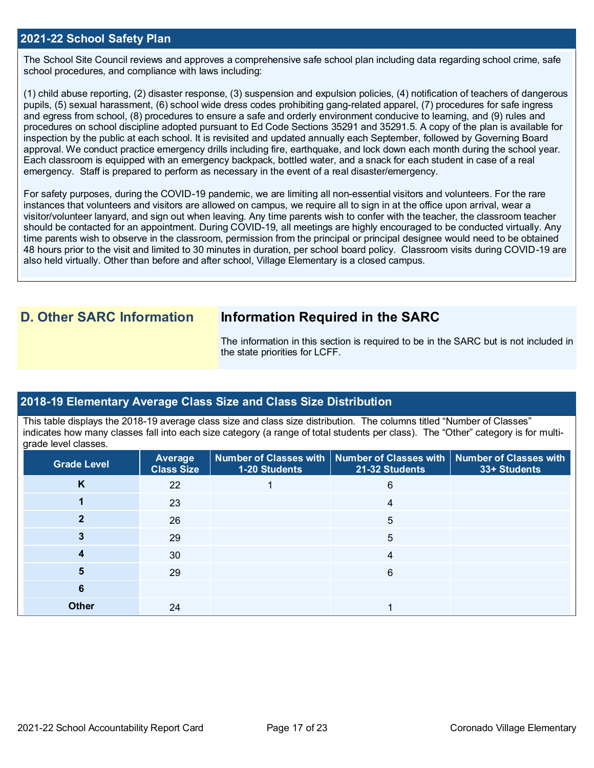## 2021-22 School Safety Plan

The School Site Council reviews and approves a comprehensive safe school plan including data regarding school crime, safe school procedures, and compliance with laws including:

(1) child abuse reporting, (2) disaster response, (3) suspension and expulsion policies, (4) notification of teachers of dangerous pupils, (5) sexual harassment, (6) school wide dress codes prohibiting gang-related apparel, (7) procedures for safe ingress and egress from school, (8) procedures to ensure a safe and orderly environment conducive to learning, and (9) rules and procedures on school discipline adopted pursuant to Ed Code Sections 35291 and 35291.5. A copy of the plan is available for inspection by the public at each school. It is revisited and updated annually each September, followed by Governing Board approval. We conduct practice emergency drills including fire, earthquake, and lock down each month during the school year. Each classroom is equipped with an emergency backpack, bottled water, and a snack for each student in case of a real emergency. Staff is prepared to perform as necessary in the event of a real disaster/emergency.

For safety purposes, during the COVID-19 pandemic, we are limiting all non-essential visitors and volunteers. For the rare instances that volunteers and visitors are allowed on campus, we require all to sign in at the office upon arrival, wear a visitor/volunteer lanyard, and sign out when leaving. Any time parents wish to confer with the teacher, the classroom teacher should be contacted for an appointment. During COVID-19, all meetings are highly encouraged to be conducted virtually. Any time parents wish to observe in the classroom, permission from the principal or principal designee would need to be obtained 48 hours prior to the visit and limited to 30 minutes in duration, per school board policy. Classroom visits during COVID-19 are also held virtually. Other than before and after school, Village Elementary is a closed campus.

# D. Other SARC Information

## Information Required in the SARC

The information in this section is required to be in the SARC but is not included in the state priorities for LCFF.

## 2018-19 Elementary Average Class Size and Class Size Distribution

This table displays the 2018-19 average class size and class size distribution. The columns titled "Number of Classes" indicates how many classes fall into each size category (a range of total students per class). The "Other" category is for multi-grade level classes.

| Grade Level | Average Class Size | Number of Classes with 1-20 Students | Number of Classes with 21-32 Students | Number of Classes with 33+ Students |
|---|---|---|---|---|
| K | 22 | 1 | 6 | |
| 1 | 23 | | 4 | |
| 2 | 26 | | 5 | |
| 3 | 29 | | 5 | |
| 4 | 30 | | 4 | |
| 5 | 29 | | 6 | |
| 6 | | | | |
| Other | 24 | | 1 | |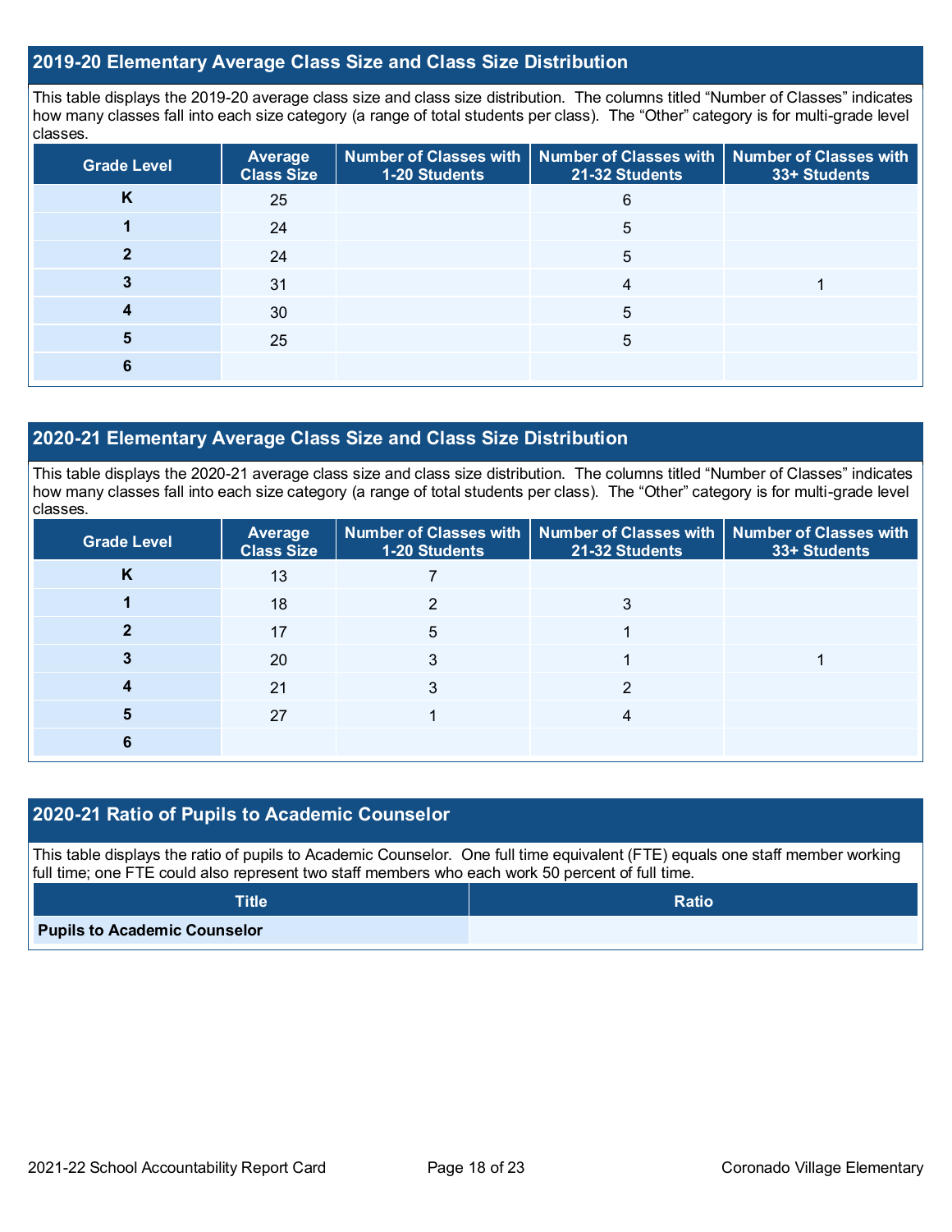## 2019-20 Elementary Average Class Size and Class Size Distribution

This table displays the 2019-20 average class size and class size distribution. The columns titled "Number of Classes" indicates how many classes fall into each size category (a range of total students per class). The "Other" category is for multi-grade level classes.

| Grade Level | Average Class Size | Number of Classes with 1-20 Students | Number of Classes with 21-32 Students | Number of Classes with 33+ Students |
|---|---|---|---|---|
| **K** | 25 | | 6 | |
| **1** | 24 | | 5 | |
| **2** | 24 | | 5 | |
| **3** | 31 | | 4 | 1 |
| **4** | 30 | | 5 | |
| **5** | 25 | | 5 | |
| **6** | | | | |

## 2020-21 Elementary Average Class Size and Class Size Distribution

This table displays the 2020-21 average class size and class size distribution. The columns titled "Number of Classes" indicates how many classes fall into each size category (a range of total students per class). The "Other" category is for multi-grade level classes.

| Grade Level | Average Class Size | Number of Classes with 1-20 Students | Number of Classes with 21-32 Students | Number of Classes with 33+ Students |
|---|---|---|---|---|
| **K** | 13 | 7 | | |
| **1** | 18 | 2 | 3 | |
| **2** | 17 | 5 | 1 | |
| **3** | 20 | 3 | 1 | 1 |
| **4** | 21 | 3 | 2 | |
| **5** | 27 | 1 | 4 | |
| **6** | | | | |

## 2020-21 Ratio of Pupils to Academic Counselor

This table displays the ratio of pupils to Academic Counselor. One full time equivalent (FTE) equals one staff member working full time; one FTE could also represent two staff members who each work 50 percent of full time.

| Title | Ratio |
|---|---|
| **Pupils to Academic Counselor** | |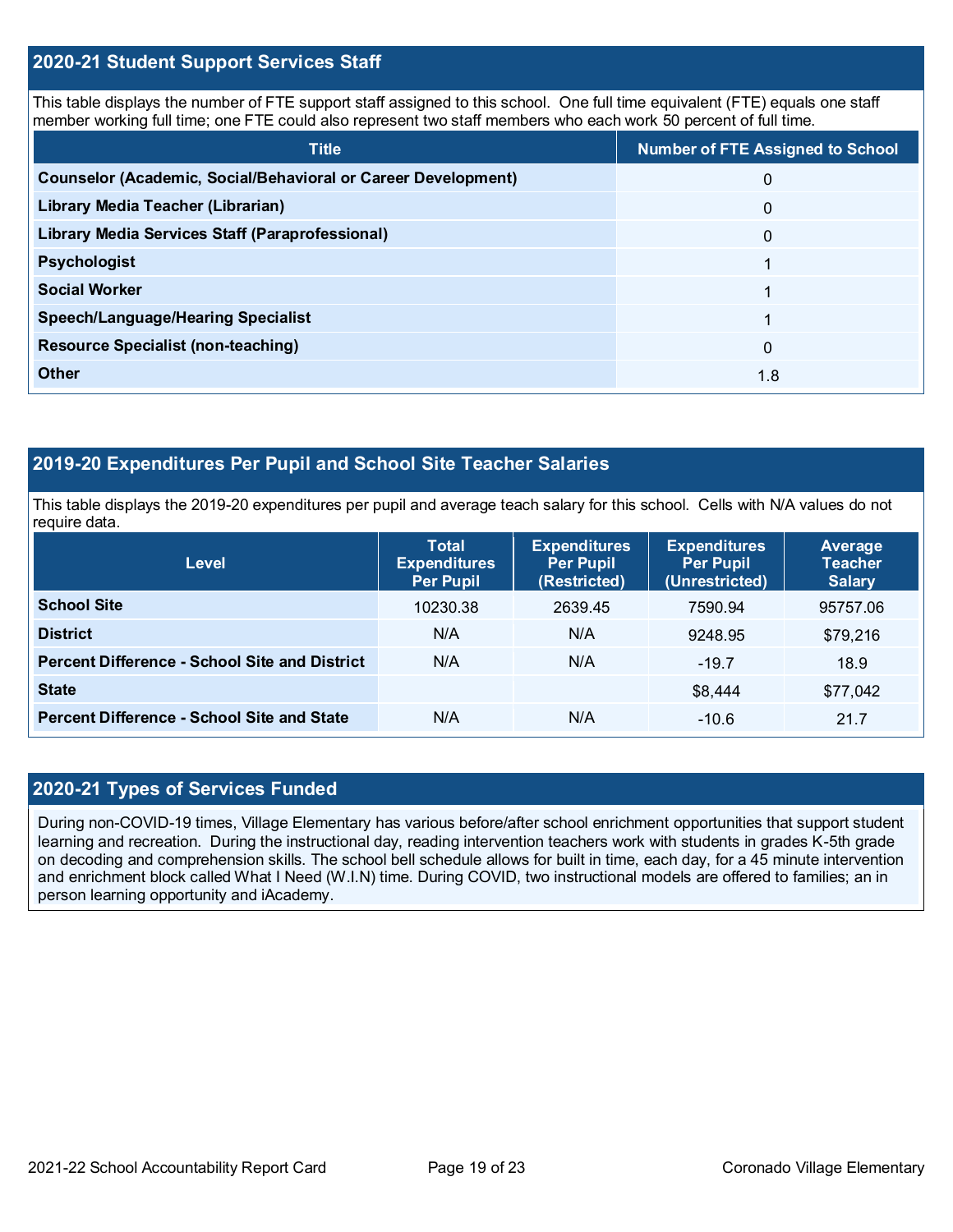## 2020-21 Student Support Services Staff

This table displays the number of FTE support staff assigned to this school. One full time equivalent (FTE) equals one staff member working full time; one FTE could also represent two staff members who each work 50 percent of full time.

| Title | Number of FTE Assigned to School |
| --- | --- |
| **Counselor (Academic, Social/Behavioral or Career Development)** | 0 |
| **Library Media Teacher (Librarian)** | 0 |
| **Library Media Services Staff (Paraprofessional)** | 0 |
| **Psychologist** | 1 |
| **Social Worker** | 1 |
| **Speech/Language/Hearing Specialist** | 1 |
| **Resource Specialist (non-teaching)** | 0 |
| **Other** | 1.8 |

## 2019-20 Expenditures Per Pupil and School Site Teacher Salaries

This table displays the 2019-20 expenditures per pupil and average teach salary for this school. Cells with N/A values do not require data.

| Level | Total Expenditures Per Pupil | Expenditures Per Pupil (Restricted) | Expenditures Per Pupil (Unrestricted) | Average Teacher Salary |
| --- | --- | --- | --- | --- |
| **School Site** | 10230.38 | 2639.45 | 7590.94 | 95757.06 |
| **District** | N/A | N/A | 9248.95 | $79,216 |
| **Percent Difference - School Site and District** | N/A | N/A | -19.7 | 18.9 |
| **State** | | | $8,444 | $77,042 |
| **Percent Difference - School Site and State** | N/A | N/A | -10.6 | 21.7 |

## 2020-21 Types of Services Funded

During non-COVID-19 times, Village Elementary has various before/after school enrichment opportunities that support student learning and recreation. During the instructional day, reading intervention teachers work with students in grades K-5th grade on decoding and comprehension skills. The school bell schedule allows for built in time, each day, for a 45 minute intervention and enrichment block called What I Need (W.I.N) time. During COVID, two instructional models are offered to families; an in person learning opportunity and iAcademy.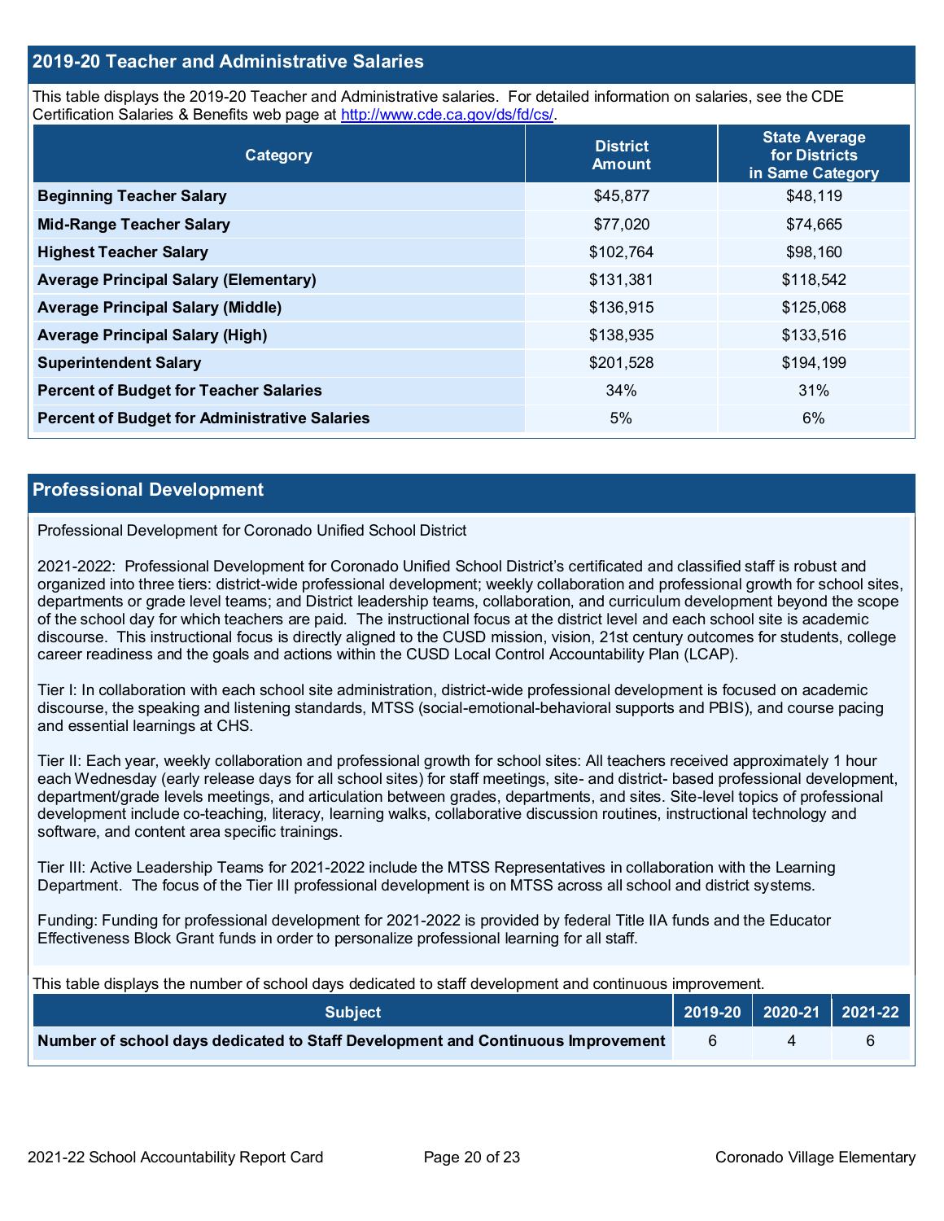## 2019-20 Teacher and Administrative Salaries

This table displays the 2019-20 Teacher and Administrative salaries. For detailed information on salaries, see the CDE Certification Salaries & Benefits web page at http://www.cde.ca.gov/ds/fd/cs/.

| Category | District Amount | State Average for Districts in Same Category |
|---|---|---|
| **Beginning Teacher Salary** | $45,877 | $48,119 |
| **Mid-Range Teacher Salary** | $77,020 | $74,665 |
| **Highest Teacher Salary** | $102,764 | $98,160 |
| **Average Principal Salary (Elementary)** | $131,381 | $118,542 |
| **Average Principal Salary (Middle)** | $136,915 | $125,068 |
| **Average Principal Salary (High)** | $138,935 | $133,516 |
| **Superintendent Salary** | $201,528 | $194,199 |
| **Percent of Budget for Teacher Salaries** | 34% | 31% |
| **Percent of Budget for Administrative Salaries** | 5% | 6% |

## Professional Development

Professional Development for Coronado Unified School District

2021-2022: Professional Development for Coronado Unified School District's certificated and classified staff is robust and organized into three tiers: district-wide professional development; weekly collaboration and professional growth for school sites, departments or grade level teams; and District leadership teams, collaboration, and curriculum development beyond the scope of the school day for which teachers are paid. The instructional focus at the district level and each school site is academic discourse. This instructional focus is directly aligned to the CUSD mission, vision, 21st century outcomes for students, college career readiness and the goals and actions within the CUSD Local Control Accountability Plan (LCAP).

Tier I: In collaboration with each school site administration, district-wide professional development is focused on academic discourse, the speaking and listening standards, MTSS (social-emotional-behavioral supports and PBIS), and course pacing and essential learnings at CHS.

Tier II: Each year, weekly collaboration and professional growth for school sites: All teachers received approximately 1 hour each Wednesday (early release days for all school sites) for staff meetings, site- and district- based professional development, department/grade levels meetings, and articulation between grades, departments, and sites. Site-level topics of professional development include co-teaching, literacy, learning walks, collaborative discussion routines, instructional technology and software, and content area specific trainings.

Tier III: Active Leadership Teams for 2021-2022 include the MTSS Representatives in collaboration with the Learning Department. The focus of the Tier III professional development is on MTSS across all school and district systems.

Funding: Funding for professional development for 2021-2022 is provided by federal Title IIA funds and the Educator Effectiveness Block Grant funds in order to personalize professional learning for all staff.

This table displays the number of school days dedicated to staff development and continuous improvement.

| Subject | 2019-20 | 2020-21 | 2021-22 |
|---|---|---|---|
| **Number of school days dedicated to Staff Development and Continuous Improvement** | 6 | 4 | 6 |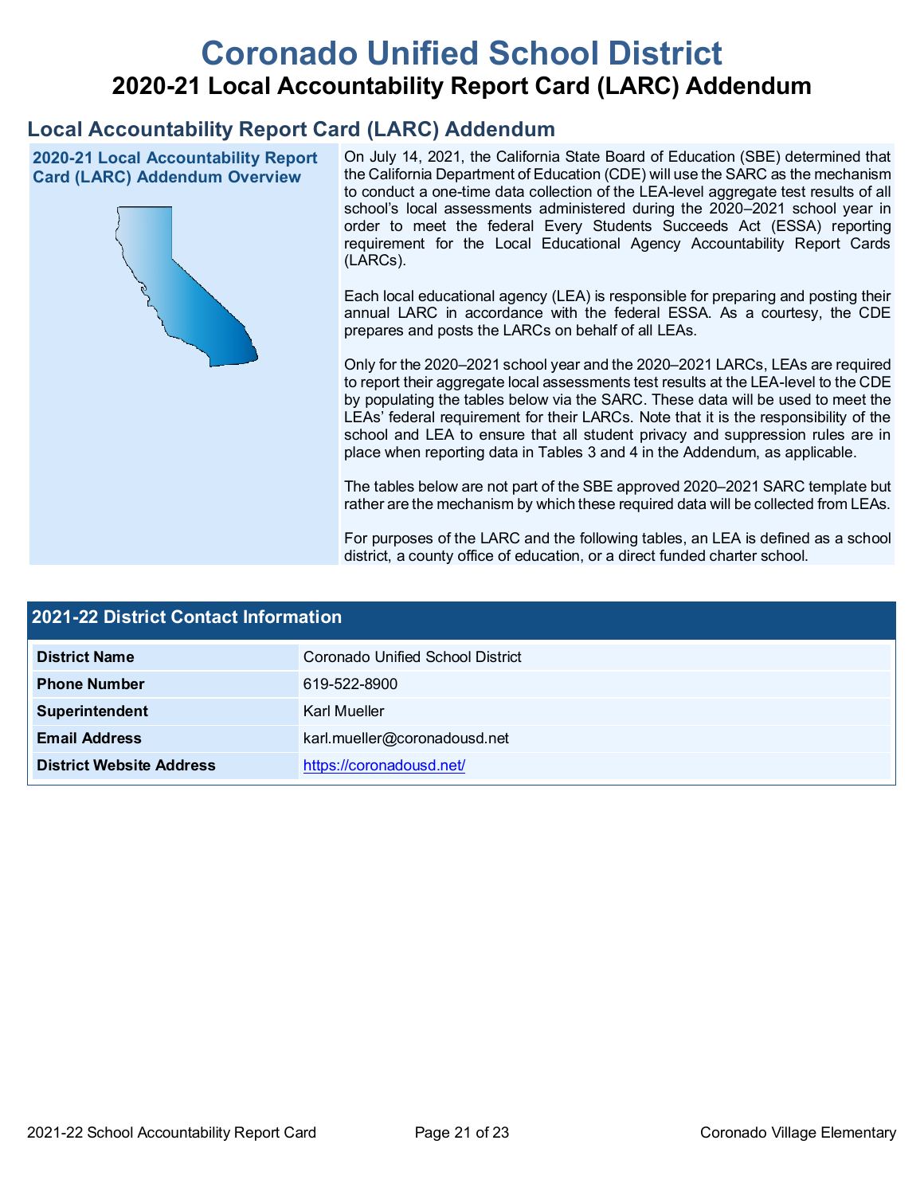# Coronado Unified School District

## 2020-21 Local Accountability Report Card (LARC) Addendum

## Local Accountability Report Card (LARC) Addendum

### 2020-21 Local Accountability Report Card (LARC) Addendum Overview

On July 14, 2021, the California State Board of Education (SBE) determined that the California Department of Education (CDE) will use the SARC as the mechanism to conduct a one-time data collection of the LEA-level aggregate test results of all school's local assessments administered during the 2020–2021 school year in order to meet the federal Every Students Succeeds Act (ESSA) reporting requirement for the Local Educational Agency Accountability Report Cards (LARCs).

Each local educational agency (LEA) is responsible for preparing and posting their annual LARC in accordance with the federal ESSA. As a courtesy, the CDE prepares and posts the LARCs on behalf of all LEAs.

Only for the 2020–2021 school year and the 2020–2021 LARCs, LEAs are required to report their aggregate local assessments test results at the LEA-level to the CDE by populating the tables below via the SARC. These data will be used to meet the LEAs' federal requirement for their LARCs. Note that it is the responsibility of the school and LEA to ensure that all student privacy and suppression rules are in place when reporting data in Tables 3 and 4 in the Addendum, as applicable.

The tables below are not part of the SBE approved 2020–2021 SARC template but rather are the mechanism by which these required data will be collected from LEAs.

For purposes of the LARC and the following tables, an LEA is defined as a school district, a county office of education, or a direct funded charter school.

| 2021-22 District Contact Information | |
|---|---|
| **District Name** | Coronado Unified School District |
| **Phone Number** | 619-522-8900 |
| **Superintendent** | Karl Mueller |
| **Email Address** | karl.mueller@coronadousd.net |
| **District Website Address** | https://coronadousd.net/ |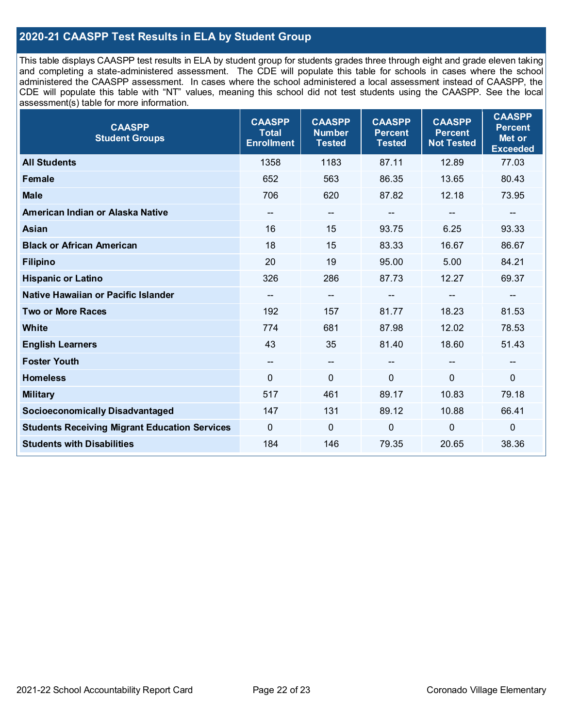## 2020-21 CAASPP Test Results in ELA by Student Group

This table displays CAASPP test results in ELA by student group for students grades three through eight and grade eleven taking and completing a state-administered assessment. The CDE will populate this table for schools in cases where the school administered the CAASPP assessment. In cases where the school administered a local assessment instead of CAASPP, the CDE will populate this table with "NT" values, meaning this school did not test students using the CAASPP. See the local assessment(s) table for more information.

| CAASPP Student Groups | CAASPP Total Enrollment | CAASPP Number Tested | CAASPP Percent Tested | CAASPP Percent Not Tested | CAASPP Percent Met or Exceeded |
|---|---|---|---|---|---|
| **All Students** | 1358 | 1183 | 87.11 | 12.89 | 77.03 |
| **Female** | 652 | 563 | 86.35 | 13.65 | 80.43 |
| **Male** | 706 | 620 | 87.82 | 12.18 | 73.95 |
| **American Indian or Alaska Native** | -- | -- | -- | -- | -- |
| **Asian** | 16 | 15 | 93.75 | 6.25 | 93.33 |
| **Black or African American** | 18 | 15 | 83.33 | 16.67 | 86.67 |
| **Filipino** | 20 | 19 | 95.00 | 5.00 | 84.21 |
| **Hispanic or Latino** | 326 | 286 | 87.73 | 12.27 | 69.37 |
| **Native Hawaiian or Pacific Islander** | -- | -- | -- | -- | -- |
| **Two or More Races** | 192 | 157 | 81.77 | 18.23 | 81.53 |
| **White** | 774 | 681 | 87.98 | 12.02 | 78.53 |
| **English Learners** | 43 | 35 | 81.40 | 18.60 | 51.43 |
| **Foster Youth** | -- | -- | -- | -- | -- |
| **Homeless** | 0 | 0 | 0 | 0 | 0 |
| **Military** | 517 | 461 | 89.17 | 10.83 | 79.18 |
| **Socioeconomically Disadvantaged** | 147 | 131 | 89.12 | 10.88 | 66.41 |
| **Students Receiving Migrant Education Services** | 0 | 0 | 0 | 0 | 0 |
| **Students with Disabilities** | 184 | 146 | 79.35 | 20.65 | 38.36 |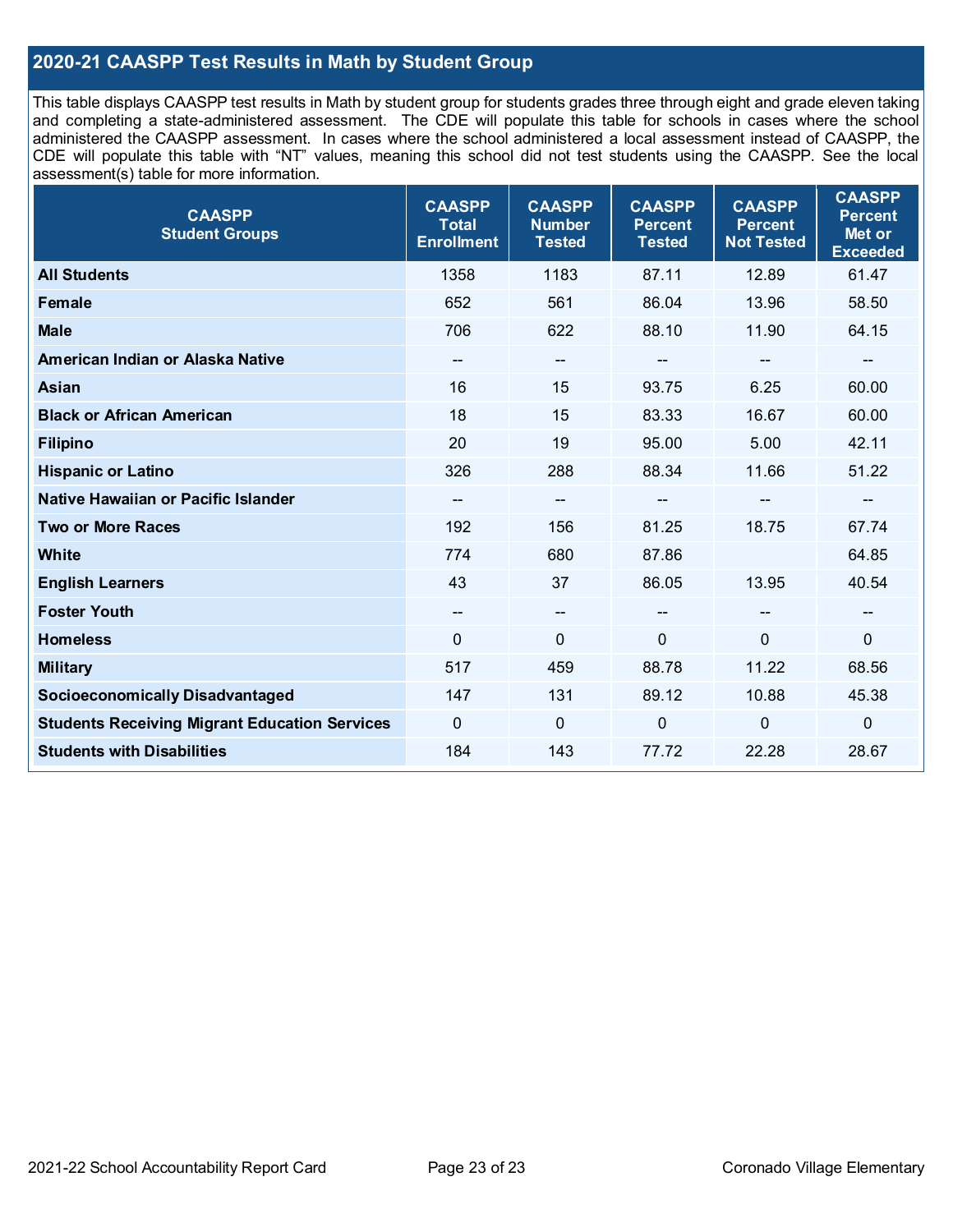## 2020-21 CAASPP Test Results in Math by Student Group

This table displays CAASPP test results in Math by student group for students grades three through eight and grade eleven taking and completing a state-administered assessment. The CDE will populate this table for schools in cases where the school administered the CAASPP assessment. In cases where the school administered a local assessment instead of CAASPP, the CDE will populate this table with "NT" values, meaning this school did not test students using the CAASPP. See the local assessment(s) table for more information.

| CAASPP Student Groups | CAASPP Total Enrollment | CAASPP Number Tested | CAASPP Percent Tested | CAASPP Percent Not Tested | CAASPP Percent Met or Exceeded |
|---|---|---|---|---|---|
| **All Students** | 1358 | 1183 | 87.11 | 12.89 | 61.47 |
| **Female** | 652 | 561 | 86.04 | 13.96 | 58.50 |
| **Male** | 706 | 622 | 88.10 | 11.90 | 64.15 |
| **American Indian or Alaska Native** | -- | -- | -- | -- | -- |
| **Asian** | 16 | 15 | 93.75 | 6.25 | 60.00 |
| **Black or African American** | 18 | 15 | 83.33 | 16.67 | 60.00 |
| **Filipino** | 20 | 19 | 95.00 | 5.00 | 42.11 |
| **Hispanic or Latino** | 326 | 288 | 88.34 | 11.66 | 51.22 |
| **Native Hawaiian or Pacific Islander** | -- | -- | -- | -- | -- |
| **Two or More Races** | 192 | 156 | 81.25 | 18.75 | 67.74 |
| **White** | 774 | 680 | 87.86 | | 64.85 |
| **English Learners** | 43 | 37 | 86.05 | 13.95 | 40.54 |
| **Foster Youth** | -- | -- | -- | -- | -- |
| **Homeless** | 0 | 0 | 0 | 0 | 0 |
| **Military** | 517 | 459 | 88.78 | 11.22 | 68.56 |
| **Socioeconomically Disadvantaged** | 147 | 131 | 89.12 | 10.88 | 45.38 |
| **Students Receiving Migrant Education Services** | 0 | 0 | 0 | 0 | 0 |
| **Students with Disabilities** | 184 | 143 | 77.72 | 22.28 | 28.67 |